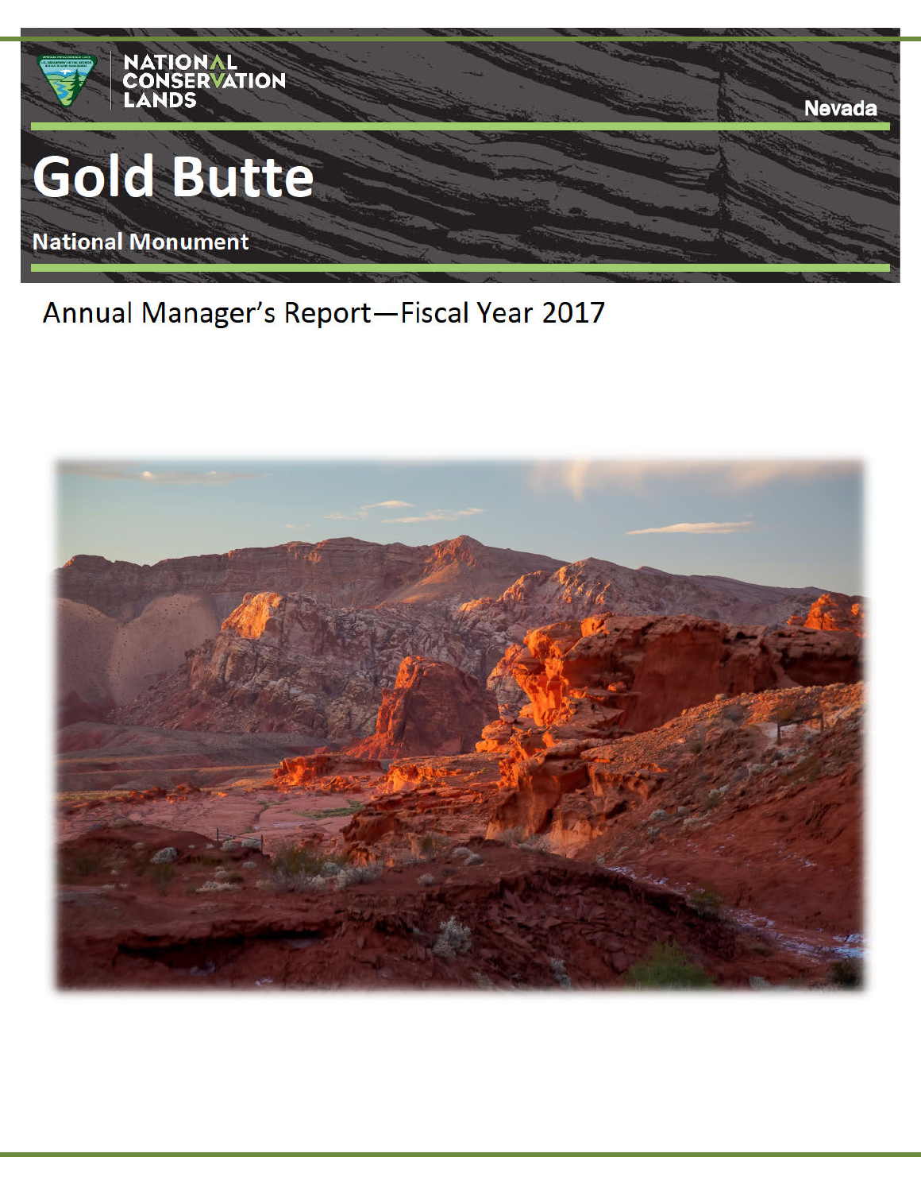NATIONAL CONSERVATION LANDS

Nevada

# Gold Butte

## National Monument

Annual Manager's Report—Fiscal Year 2017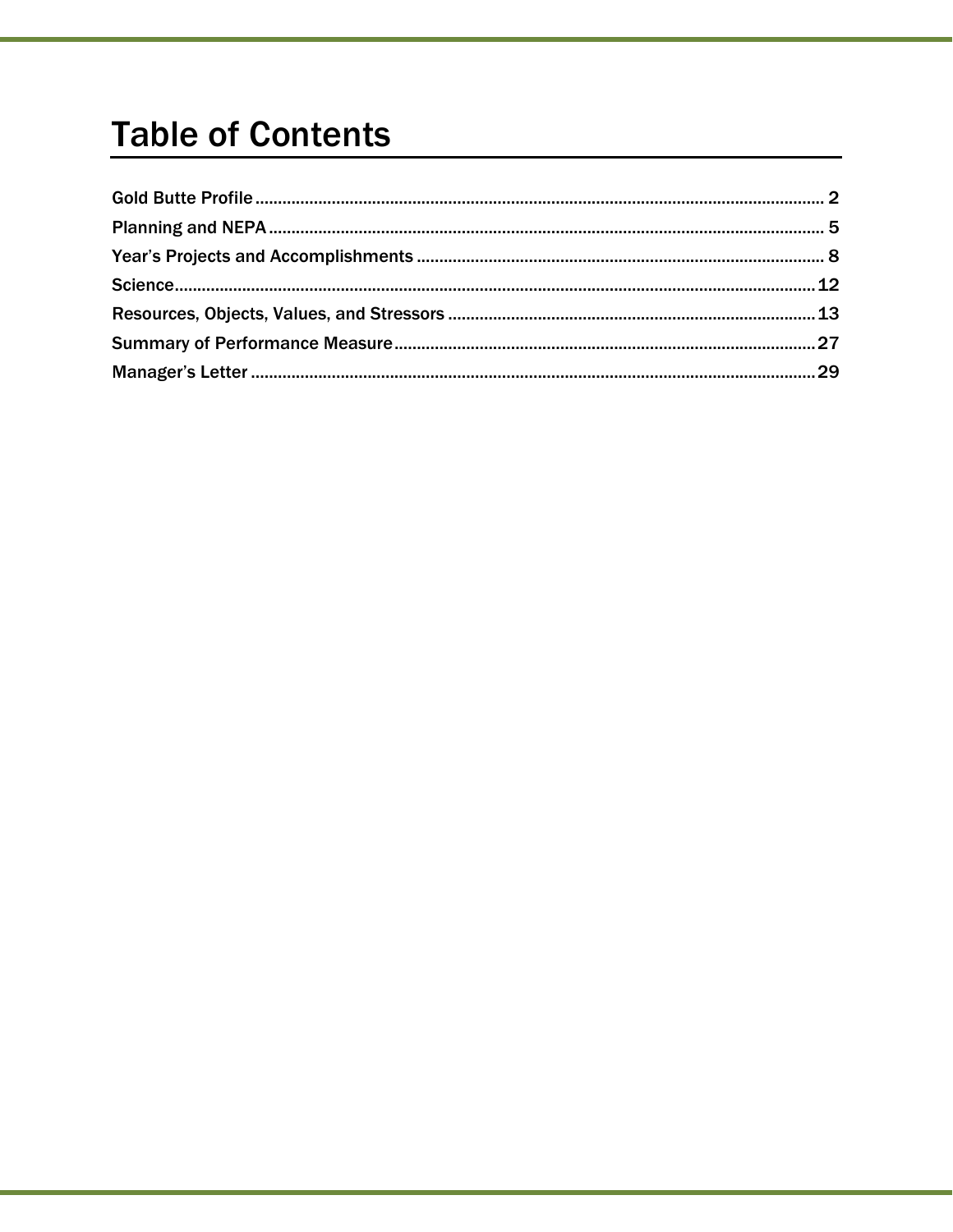# Table of Contents

Gold Butte Profile .......... 2
Planning and NEPA .......... 5
Year's Projects and Accomplishments .......... 8
Science .......... 12
Resources, Objects, Values, and Stressors .......... 13
Summary of Performance Measure .......... 27
Manager's Letter .......... 29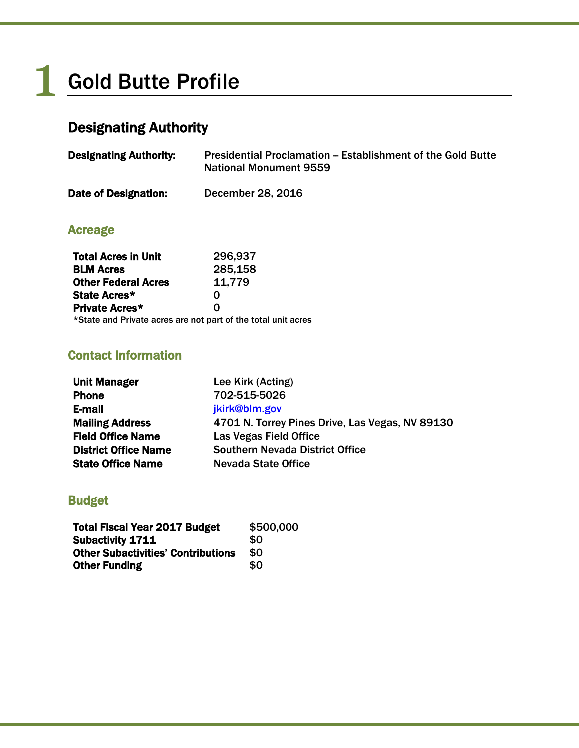# 1 Gold Butte Profile

## Designating Authority

**Designating Authority:** Presidential Proclamation – Establishment of the Gold Butte National Monument 9559

**Date of Designation:** December 28, 2016

### Acreage

| | |
|---|---|
| **Total Acres in Unit** | 296,937 |
| **BLM Acres** | 285,158 |
| **Other Federal Acres** | 11,779 |
| **State Acres*** | 0 |
| **Private Acres*** | 0 |

*State and Private acres are not part of the total unit acres

### Contact Information

| | |
|---|---|
| **Unit Manager** | Lee Kirk (Acting) |
| **Phone** | 702-515-5026 |
| **E-mail** | jkirk@blm.gov |
| **Mailing Address** | 4701 N. Torrey Pines Drive, Las Vegas, NV 89130 |
| **Field Office Name** | Las Vegas Field Office |
| **District Office Name** | Southern Nevada District Office |
| **State Office Name** | Nevada State Office |

### Budget

| | |
|---|---|
| **Total Fiscal Year 2017 Budget** | $500,000 |
| **Subactivity 1711** | $0 |
| **Other Subactivities' Contributions** | $0 |
| **Other Funding** | $0 |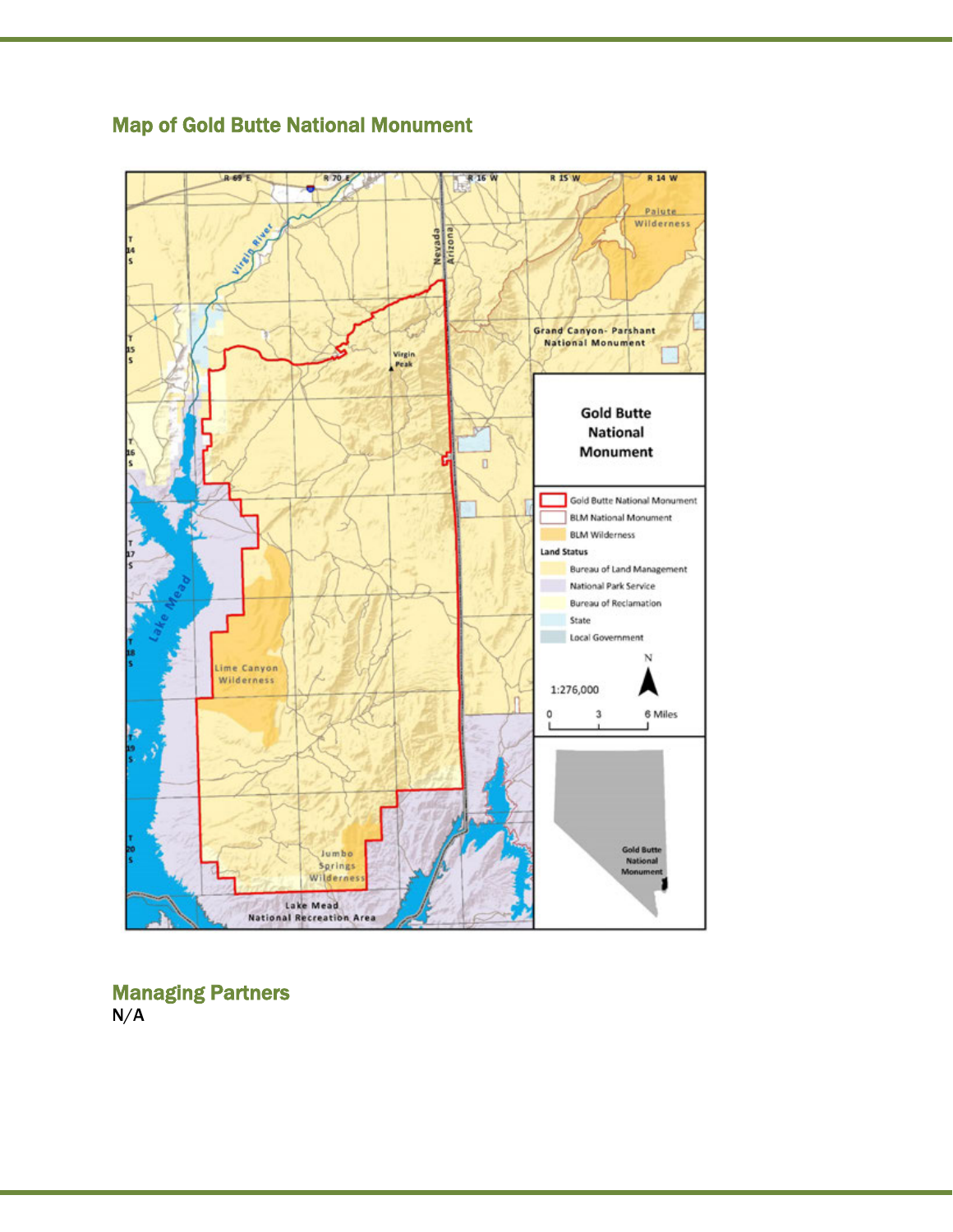## Map of Gold Butte National Monument

## Managing Partners

N/A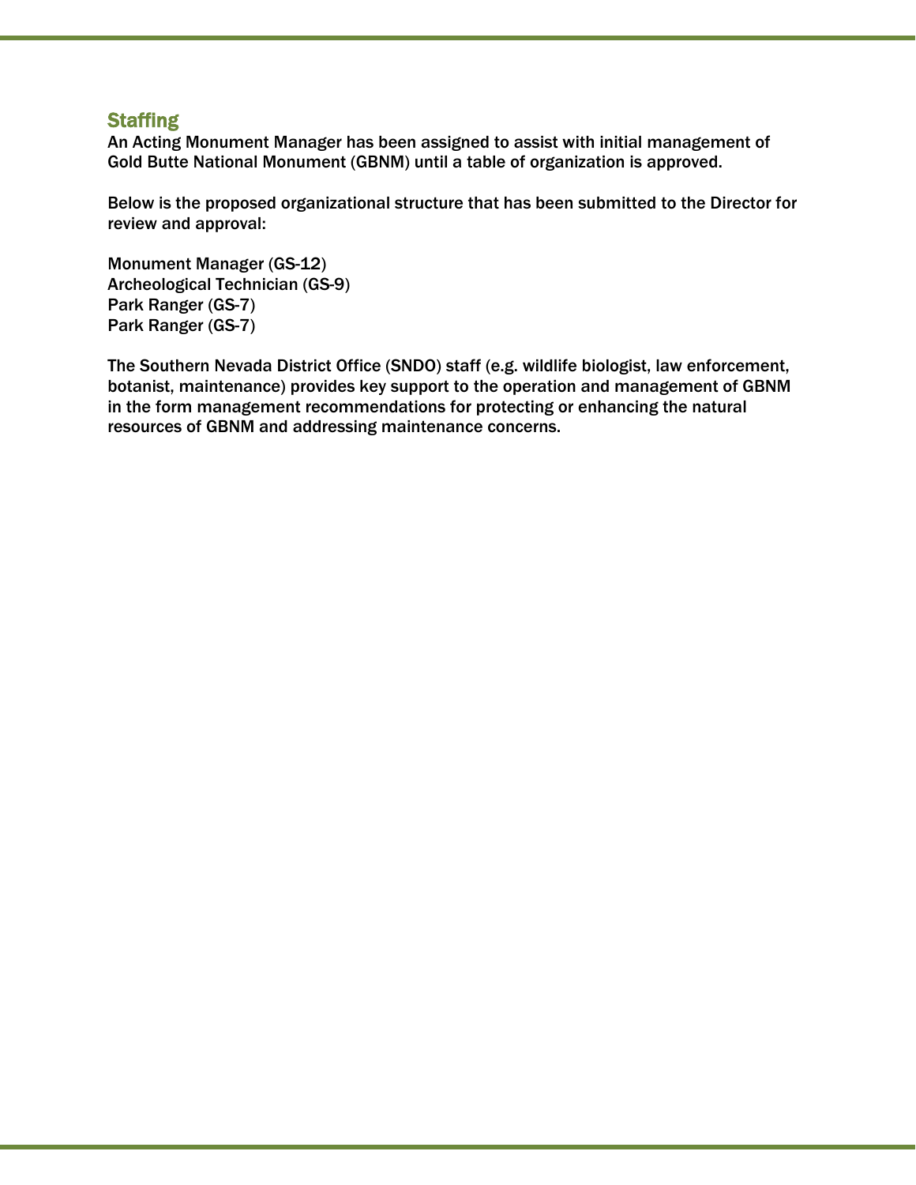## Staffing

An Acting Monument Manager has been assigned to assist with initial management of Gold Butte National Monument (GBNM) until a table of organization is approved.

Below is the proposed organizational structure that has been submitted to the Director for review and approval:

Monument Manager (GS-12)
Archeological Technician (GS-9)
Park Ranger (GS-7)
Park Ranger (GS-7)

The Southern Nevada District Office (SNDO) staff (e.g. wildlife biologist, law enforcement, botanist, maintenance) provides key support to the operation and management of GBNM in the form management recommendations for protecting or enhancing the natural resources of GBNM and addressing maintenance concerns.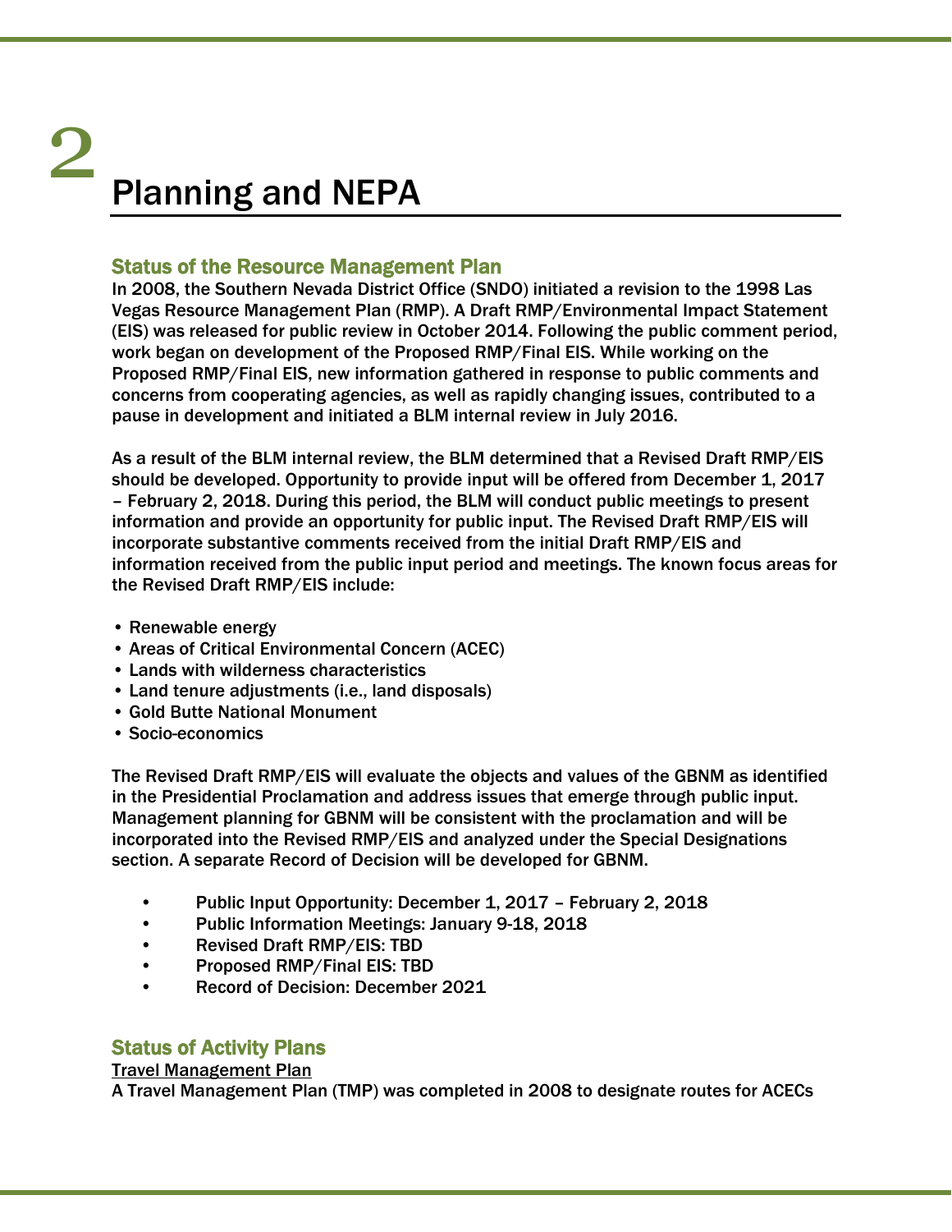# 2 Planning and NEPA

## Status of the Resource Management Plan

In 2008, the Southern Nevada District Office (SNDO) initiated a revision to the 1998 Las Vegas Resource Management Plan (RMP). A Draft RMP/Environmental Impact Statement (EIS) was released for public review in October 2014. Following the public comment period, work began on development of the Proposed RMP/Final EIS. While working on the Proposed RMP/Final EIS, new information gathered in response to public comments and concerns from cooperating agencies, as well as rapidly changing issues, contributed to a pause in development and initiated a BLM internal review in July 2016.

As a result of the BLM internal review, the BLM determined that a Revised Draft RMP/EIS should be developed. Opportunity to provide input will be offered from December 1, 2017 – February 2, 2018. During this period, the BLM will conduct public meetings to present information and provide an opportunity for public input. The Revised Draft RMP/EIS will incorporate substantive comments received from the initial Draft RMP/EIS and information received from the public input period and meetings. The known focus areas for the Revised Draft RMP/EIS include:

- Renewable energy
- Areas of Critical Environmental Concern (ACEC)
- Lands with wilderness characteristics
- Land tenure adjustments (i.e., land disposals)
- Gold Butte National Monument
- Socio-economics

The Revised Draft RMP/EIS will evaluate the objects and values of the GBNM as identified in the Presidential Proclamation and address issues that emerge through public input. Management planning for GBNM will be consistent with the proclamation and will be incorporated into the Revised RMP/EIS and analyzed under the Special Designations section. A separate Record of Decision will be developed for GBNM.

- Public Input Opportunity: December 1, 2017 – February 2, 2018
- Public Information Meetings: January 9-18, 2018
- Revised Draft RMP/EIS: TBD
- Proposed RMP/Final EIS: TBD
- Record of Decision: December 2021

## Status of Activity Plans

Travel Management Plan

A Travel Management Plan (TMP) was completed in 2008 to designate routes for ACECs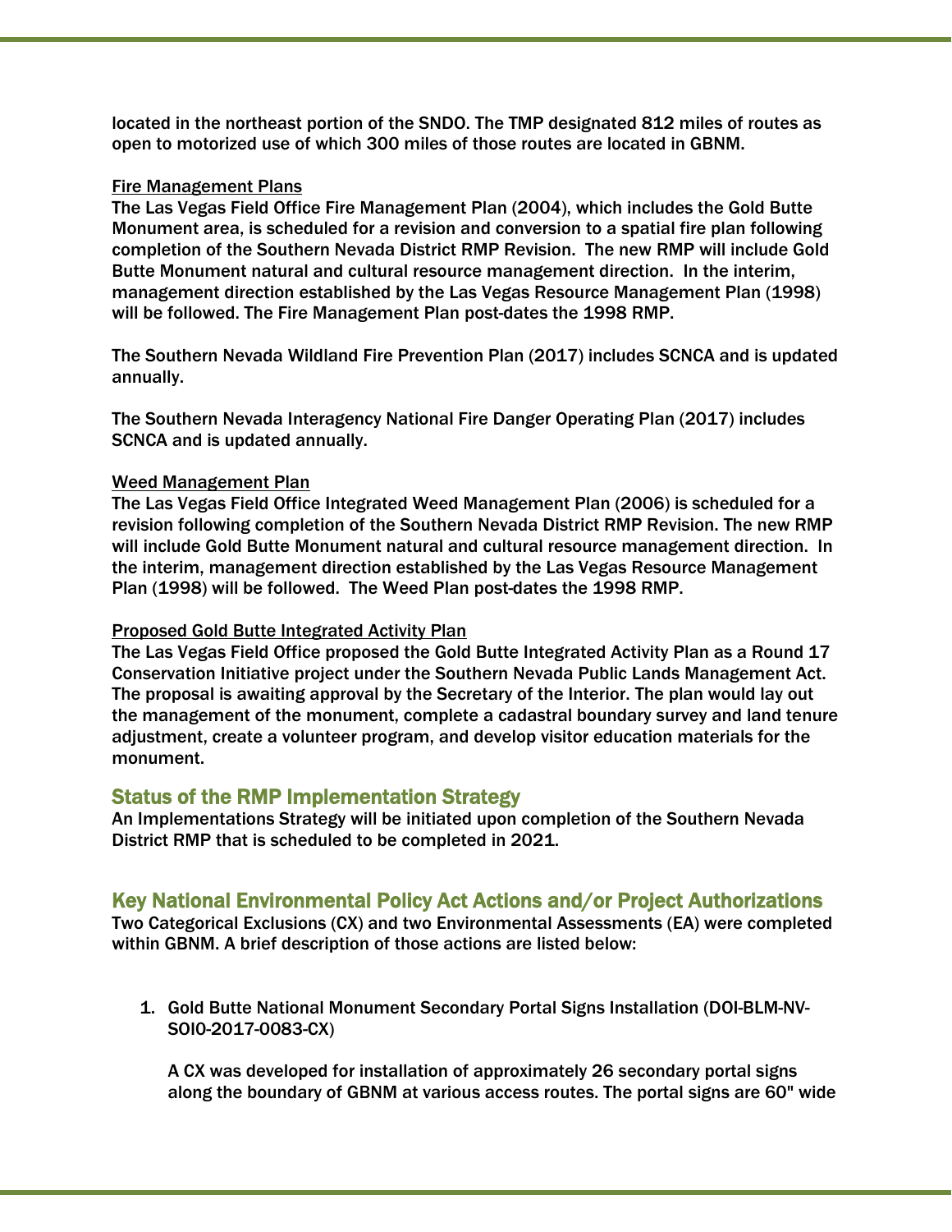located in the northeast portion of the SNDO. The TMP designated 812 miles of routes as open to motorized use of which 300 miles of those routes are located in GBNM.

Fire Management Plans

The Las Vegas Field Office Fire Management Plan (2004), which includes the Gold Butte Monument area, is scheduled for a revision and conversion to a spatial fire plan following completion of the Southern Nevada District RMP Revision. The new RMP will include Gold Butte Monument natural and cultural resource management direction. In the interim, management direction established by the Las Vegas Resource Management Plan (1998) will be followed. The Fire Management Plan post-dates the 1998 RMP.

The Southern Nevada Wildland Fire Prevention Plan (2017) includes SCNCA and is updated annually.

The Southern Nevada Interagency National Fire Danger Operating Plan (2017) includes SCNCA and is updated annually.

Weed Management Plan

The Las Vegas Field Office Integrated Weed Management Plan (2006) is scheduled for a revision following completion of the Southern Nevada District RMP Revision. The new RMP will include Gold Butte Monument natural and cultural resource management direction. In the interim, management direction established by the Las Vegas Resource Management Plan (1998) will be followed. The Weed Plan post-dates the 1998 RMP.

Proposed Gold Butte Integrated Activity Plan

The Las Vegas Field Office proposed the Gold Butte Integrated Activity Plan as a Round 17 Conservation Initiative project under the Southern Nevada Public Lands Management Act. The proposal is awaiting approval by the Secretary of the Interior. The plan would lay out the management of the monument, complete a cadastral boundary survey and land tenure adjustment, create a volunteer program, and develop visitor education materials for the monument.

## Status of the RMP Implementation Strategy

An Implementations Strategy will be initiated upon completion of the Southern Nevada District RMP that is scheduled to be completed in 2021.

## Key National Environmental Policy Act Actions and/or Project Authorizations

Two Categorical Exclusions (CX) and two Environmental Assessments (EA) were completed within GBNM. A brief description of those actions are listed below:

1. Gold Butte National Monument Secondary Portal Signs Installation (DOI-BLM-NV-S010-2017-0083-CX)

   A CX was developed for installation of approximately 26 secondary portal signs along the boundary of GBNM at various access routes. The portal signs are 60" wide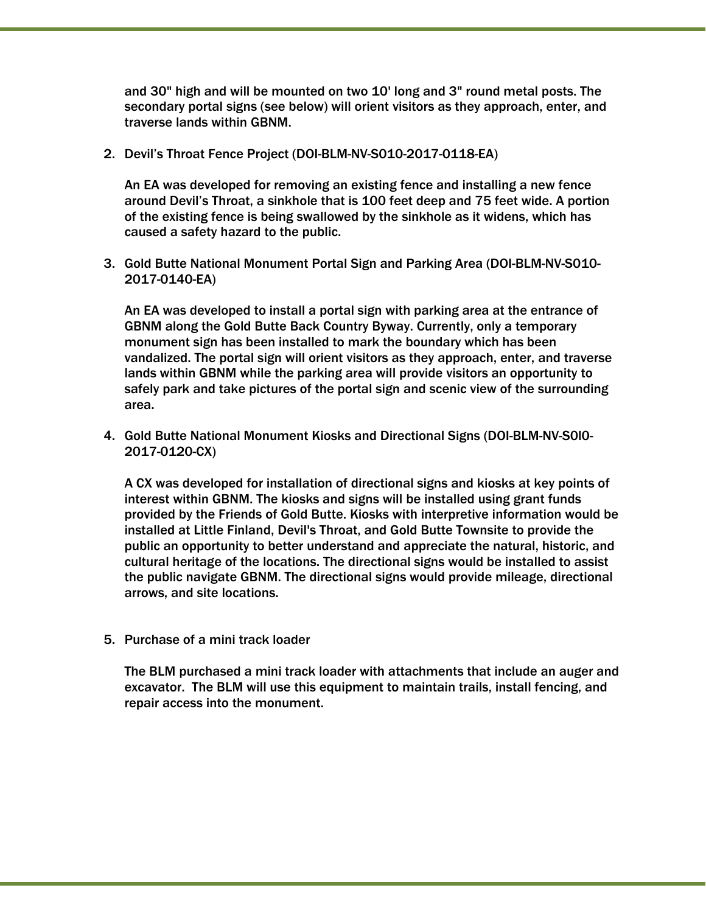and 30" high and will be mounted on two 10' long and 3" round metal posts. The secondary portal signs (see below) will orient visitors as they approach, enter, and traverse lands within GBNM.

2. Devil's Throat Fence Project (DOI-BLM-NV-S010-2017-0118-EA)

   An EA was developed for removing an existing fence and installing a new fence around Devil's Throat, a sinkhole that is 100 feet deep and 75 feet wide. A portion of the existing fence is being swallowed by the sinkhole as it widens, which has caused a safety hazard to the public.

3. Gold Butte National Monument Portal Sign and Parking Area (DOI-BLM-NV-S010-2017-0140-EA)

   An EA was developed to install a portal sign with parking area at the entrance of GBNM along the Gold Butte Back Country Byway. Currently, only a temporary monument sign has been installed to mark the boundary which has been vandalized. The portal sign will orient visitors as they approach, enter, and traverse lands within GBNM while the parking area will provide visitors an opportunity to safely park and take pictures of the portal sign and scenic view of the surrounding area.

4. Gold Butte National Monument Kiosks and Directional Signs (DOI-BLM-NV-S0I0-2017-0120-CX)

   A CX was developed for installation of directional signs and kiosks at key points of interest within GBNM. The kiosks and signs will be installed using grant funds provided by the Friends of Gold Butte. Kiosks with interpretive information would be installed at Little Finland, Devil's Throat, and Gold Butte Townsite to provide the public an opportunity to better understand and appreciate the natural, historic, and cultural heritage of the locations. The directional signs would be installed to assist the public navigate GBNM. The directional signs would provide mileage, directional arrows, and site locations.

5. Purchase of a mini track loader

   The BLM purchased a mini track loader with attachments that include an auger and excavator. The BLM will use this equipment to maintain trails, install fencing, and repair access into the monument.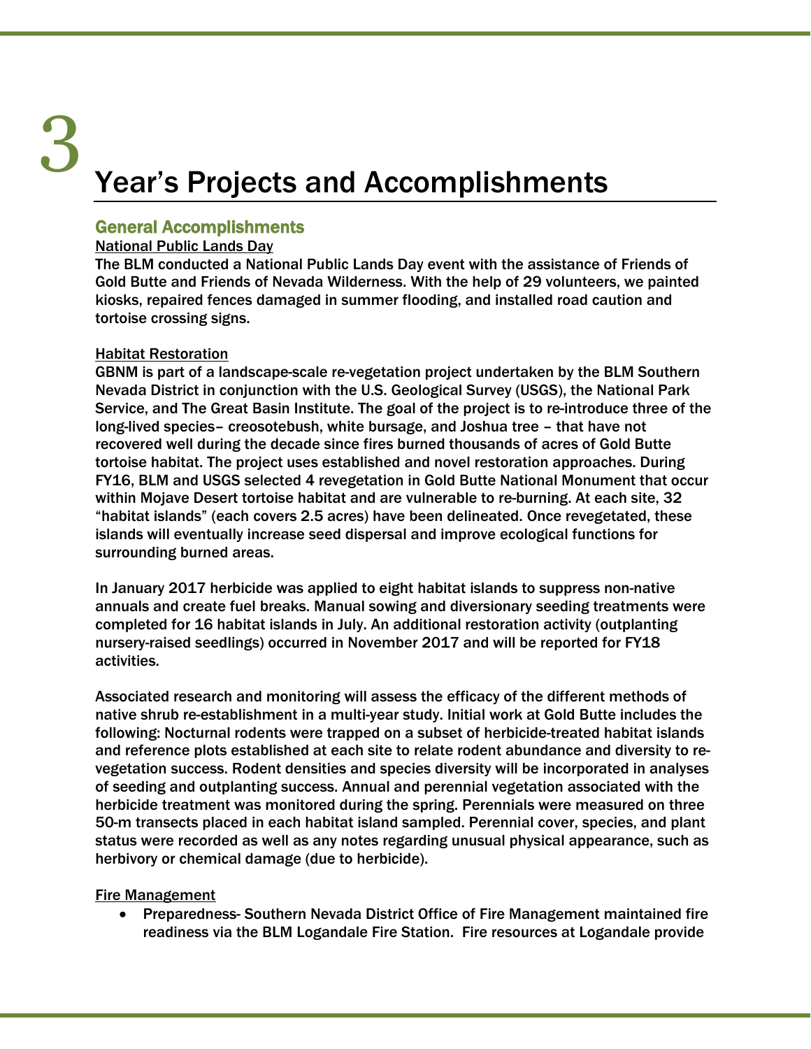# 3 Year's Projects and Accomplishments

## General Accomplishments

National Public Lands Day

The BLM conducted a National Public Lands Day event with the assistance of Friends of Gold Butte and Friends of Nevada Wilderness. With the help of 29 volunteers, we painted kiosks, repaired fences damaged in summer flooding, and installed road caution and tortoise crossing signs.

Habitat Restoration

GBNM is part of a landscape-scale re-vegetation project undertaken by the BLM Southern Nevada District in conjunction with the U.S. Geological Survey (USGS), the National Park Service, and The Great Basin Institute. The goal of the project is to re-introduce three of the long-lived species– creosotebush, white bursage, and Joshua tree – that have not recovered well during the decade since fires burned thousands of acres of Gold Butte tortoise habitat. The project uses established and novel restoration approaches. During FY16, BLM and USGS selected 4 revegetation in Gold Butte National Monument that occur within Mojave Desert tortoise habitat and are vulnerable to re-burning. At each site, 32 "habitat islands" (each covers 2.5 acres) have been delineated. Once revegetated, these islands will eventually increase seed dispersal and improve ecological functions for surrounding burned areas.

In January 2017 herbicide was applied to eight habitat islands to suppress non-native annuals and create fuel breaks. Manual sowing and diversionary seeding treatments were completed for 16 habitat islands in July. An additional restoration activity (outplanting nursery-raised seedlings) occurred in November 2017 and will be reported for FY18 activities.

Associated research and monitoring will assess the efficacy of the different methods of native shrub re-establishment in a multi-year study. Initial work at Gold Butte includes the following: Nocturnal rodents were trapped on a subset of herbicide-treated habitat islands and reference plots established at each site to relate rodent abundance and diversity to re-vegetation success. Rodent densities and species diversity will be incorporated in analyses of seeding and outplanting success. Annual and perennial vegetation associated with the herbicide treatment was monitored during the spring. Perennials were measured on three 50-m transects placed in each habitat island sampled. Perennial cover, species, and plant status were recorded as well as any notes regarding unusual physical appearance, such as herbivory or chemical damage (due to herbicide).

Fire Management

- Preparedness- Southern Nevada District Office of Fire Management maintained fire readiness via the BLM Logandale Fire Station. Fire resources at Logandale provide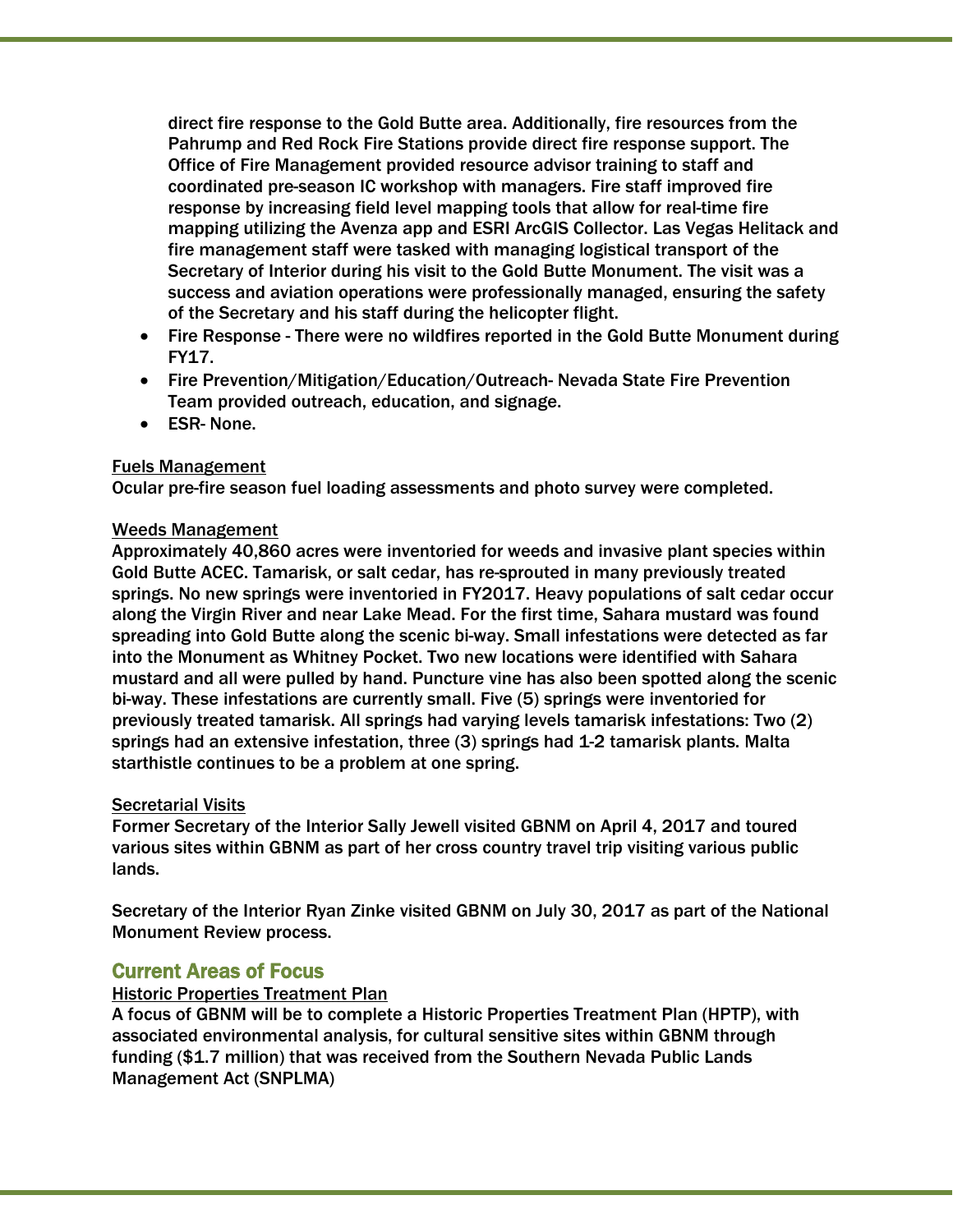direct fire response to the Gold Butte area. Additionally, fire resources from the Pahrump and Red Rock Fire Stations provide direct fire response support. The Office of Fire Management provided resource advisor training to staff and coordinated pre-season IC workshop with managers. Fire staff improved fire response by increasing field level mapping tools that allow for real-time fire mapping utilizing the Avenza app and ESRI ArcGIS Collector. Las Vegas Helitack and fire management staff were tasked with managing logistical transport of the Secretary of Interior during his visit to the Gold Butte Monument. The visit was a success and aviation operations were professionally managed, ensuring the safety of the Secretary and his staff during the helicopter flight.

- Fire Response - There were no wildfires reported in the Gold Butte Monument during FY17.
- Fire Prevention/Mitigation/Education/Outreach- Nevada State Fire Prevention Team provided outreach, education, and signage.
- ESR- None.

<u>Fuels Management</u>

Ocular pre-fire season fuel loading assessments and photo survey were completed.

<u>Weeds Management</u>

Approximately 40,860 acres were inventoried for weeds and invasive plant species within Gold Butte ACEC. Tamarisk, or salt cedar, has re-sprouted in many previously treated springs. No new springs were inventoried in FY2017. Heavy populations of salt cedar occur along the Virgin River and near Lake Mead. For the first time, Sahara mustard was found spreading into Gold Butte along the scenic bi-way. Small infestations were detected as far into the Monument as Whitney Pocket. Two new locations were identified with Sahara mustard and all were pulled by hand. Puncture vine has also been spotted along the scenic bi-way. These infestations are currently small. Five (5) springs were inventoried for previously treated tamarisk. All springs had varying levels tamarisk infestations: Two (2) springs had an extensive infestation, three (3) springs had 1-2 tamarisk plants. Malta starthistle continues to be a problem at one spring.

<u>Secretarial Visits</u>

Former Secretary of the Interior Sally Jewell visited GBNM on April 4, 2017 and toured various sites within GBNM as part of her cross country travel trip visiting various public lands.

Secretary of the Interior Ryan Zinke visited GBNM on July 30, 2017 as part of the National Monument Review process.

## Current Areas of Focus

<u>Historic Properties Treatment Plan</u>

A focus of GBNM will be to complete a Historic Properties Treatment Plan (HPTP), with associated environmental analysis, for cultural sensitive sites within GBNM through funding ($1.7 million) that was received from the Southern Nevada Public Lands Management Act (SNPLMA)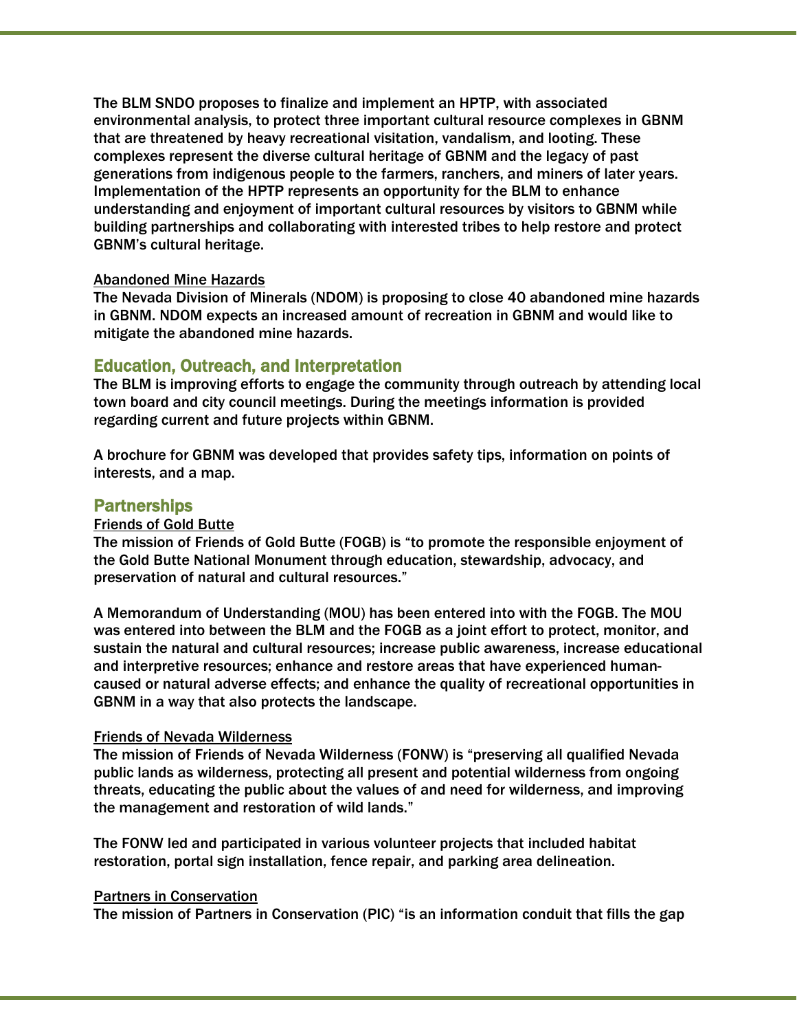The BLM SNDO proposes to finalize and implement an HPTP, with associated environmental analysis, to protect three important cultural resource complexes in GBNM that are threatened by heavy recreational visitation, vandalism, and looting. These complexes represent the diverse cultural heritage of GBNM and the legacy of past generations from indigenous people to the farmers, ranchers, and miners of later years. Implementation of the HPTP represents an opportunity for the BLM to enhance understanding and enjoyment of important cultural resources by visitors to GBNM while building partnerships and collaborating with interested tribes to help restore and protect GBNM's cultural heritage.

#### Abandoned Mine Hazards

The Nevada Division of Minerals (NDOM) is proposing to close 40 abandoned mine hazards in GBNM. NDOM expects an increased amount of recreation in GBNM and would like to mitigate the abandoned mine hazards.

## Education, Outreach, and Interpretation

The BLM is improving efforts to engage the community through outreach by attending local town board and city council meetings. During the meetings information is provided regarding current and future projects within GBNM.

A brochure for GBNM was developed that provides safety tips, information on points of interests, and a map.

## Partnerships

#### Friends of Gold Butte

The mission of Friends of Gold Butte (FOGB) is "to promote the responsible enjoyment of the Gold Butte National Monument through education, stewardship, advocacy, and preservation of natural and cultural resources."

A Memorandum of Understanding (MOU) has been entered into with the FOGB. The MOU was entered into between the BLM and the FOGB as a joint effort to protect, monitor, and sustain the natural and cultural resources; increase public awareness, increase educational and interpretive resources; enhance and restore areas that have experienced human-caused or natural adverse effects; and enhance the quality of recreational opportunities in GBNM in a way that also protects the landscape.

#### Friends of Nevada Wilderness

The mission of Friends of Nevada Wilderness (FONW) is "preserving all qualified Nevada public lands as wilderness, protecting all present and potential wilderness from ongoing threats, educating the public about the values of and need for wilderness, and improving the management and restoration of wild lands."

The FONW led and participated in various volunteer projects that included habitat restoration, portal sign installation, fence repair, and parking area delineation.

#### Partners in Conservation

The mission of Partners in Conservation (PIC) "is an information conduit that fills the gap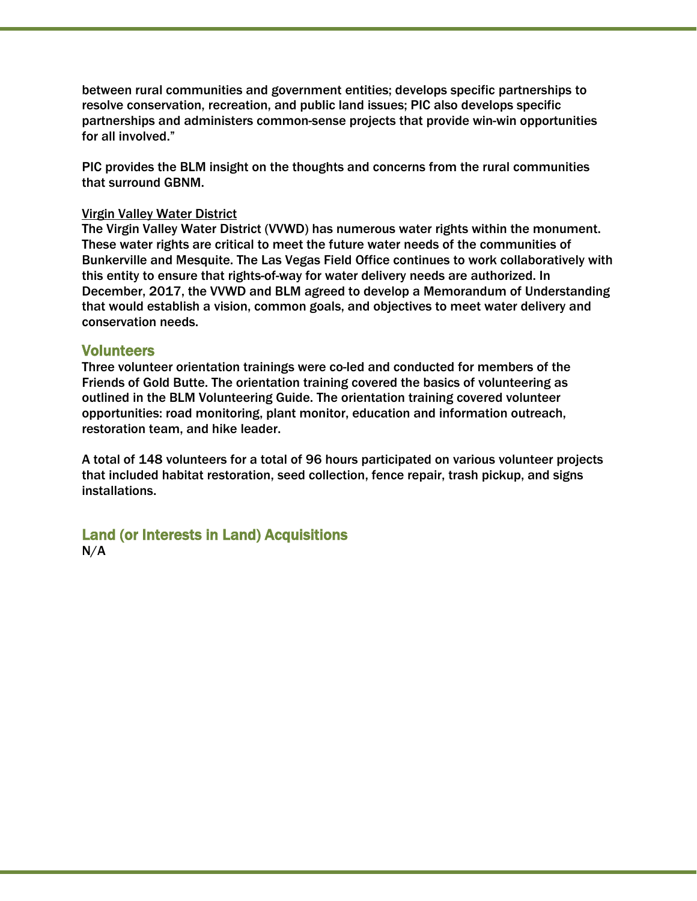between rural communities and government entities; develops specific partnerships to resolve conservation, recreation, and public land issues; PIC also develops specific partnerships and administers common-sense projects that provide win-win opportunities for all involved."

PIC provides the BLM insight on the thoughts and concerns from the rural communities that surround GBNM.

Virgin Valley Water District

The Virgin Valley Water District (VVWD) has numerous water rights within the monument. These water rights are critical to meet the future water needs of the communities of Bunkerville and Mesquite. The Las Vegas Field Office continues to work collaboratively with this entity to ensure that rights-of-way for water delivery needs are authorized. In December, 2017, the VVWD and BLM agreed to develop a Memorandum of Understanding that would establish a vision, common goals, and objectives to meet water delivery and conservation needs.

## Volunteers

Three volunteer orientation trainings were co-led and conducted for members of the Friends of Gold Butte. The orientation training covered the basics of volunteering as outlined in the BLM Volunteering Guide. The orientation training covered volunteer opportunities: road monitoring, plant monitor, education and information outreach, restoration team, and hike leader.

A total of 148 volunteers for a total of 96 hours participated on various volunteer projects that included habitat restoration, seed collection, fence repair, trash pickup, and signs installations.

## Land (or Interests in Land) Acquisitions

N/A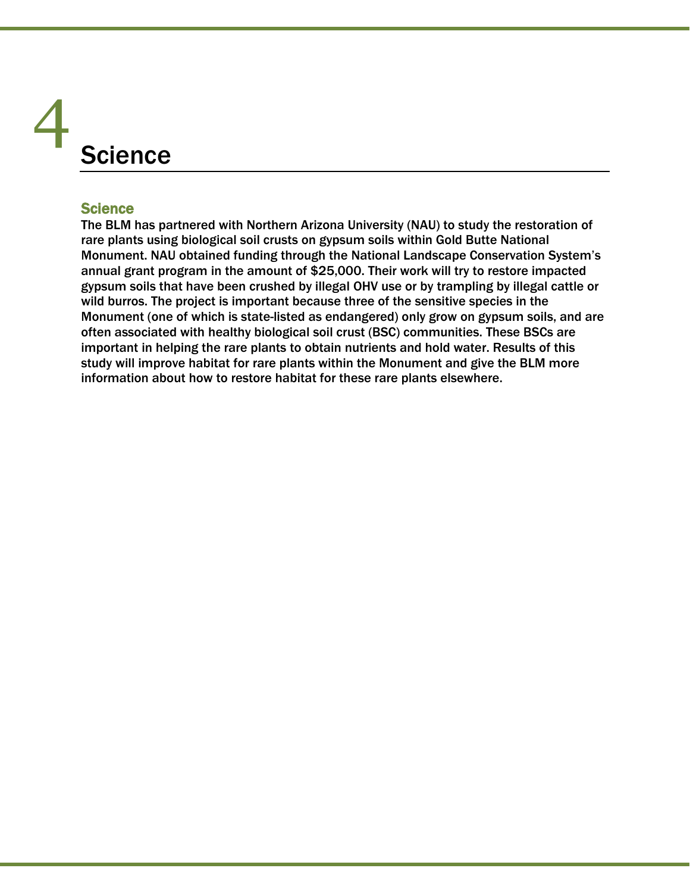# 4 Science

## Science

The BLM has partnered with Northern Arizona University (NAU) to study the restoration of rare plants using biological soil crusts on gypsum soils within Gold Butte National Monument. NAU obtained funding through the National Landscape Conservation System's annual grant program in the amount of $25,000. Their work will try to restore impacted gypsum soils that have been crushed by illegal OHV use or by trampling by illegal cattle or wild burros. The project is important because three of the sensitive species in the Monument (one of which is state-listed as endangered) only grow on gypsum soils, and are often associated with healthy biological soil crust (BSC) communities. These BSCs are important in helping the rare plants to obtain nutrients and hold water. Results of this study will improve habitat for rare plants within the Monument and give the BLM more information about how to restore habitat for these rare plants elsewhere.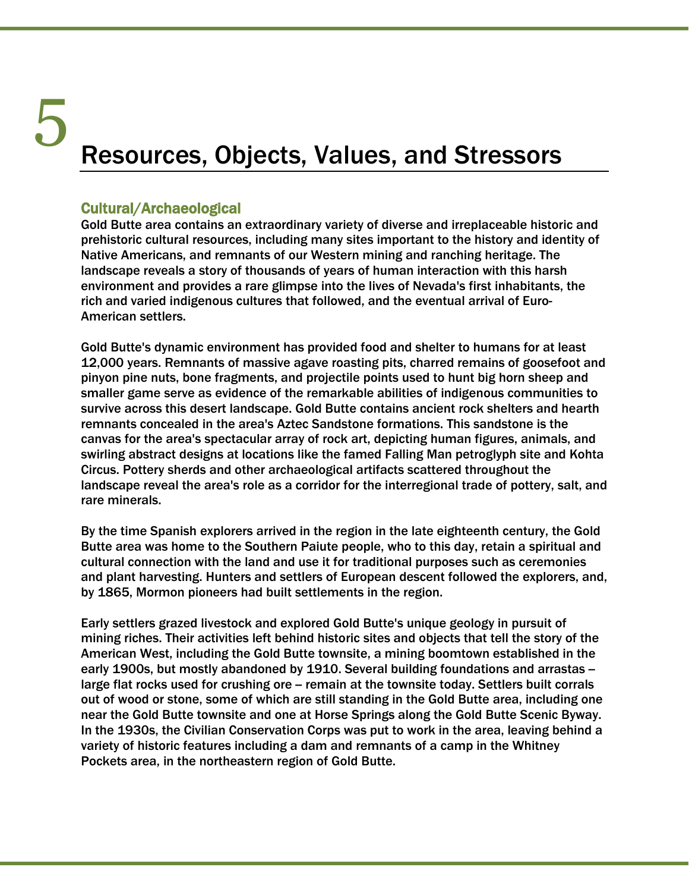# 5 Resources, Objects, Values, and Stressors

## Cultural/Archaeological

Gold Butte area contains an extraordinary variety of diverse and irreplaceable historic and prehistoric cultural resources, including many sites important to the history and identity of Native Americans, and remnants of our Western mining and ranching heritage. The landscape reveals a story of thousands of years of human interaction with this harsh environment and provides a rare glimpse into the lives of Nevada's first inhabitants, the rich and varied indigenous cultures that followed, and the eventual arrival of Euro-American settlers.

Gold Butte's dynamic environment has provided food and shelter to humans for at least 12,000 years. Remnants of massive agave roasting pits, charred remains of goosefoot and pinyon pine nuts, bone fragments, and projectile points used to hunt big horn sheep and smaller game serve as evidence of the remarkable abilities of indigenous communities to survive across this desert landscape. Gold Butte contains ancient rock shelters and hearth remnants concealed in the area's Aztec Sandstone formations. This sandstone is the canvas for the area's spectacular array of rock art, depicting human figures, animals, and swirling abstract designs at locations like the famed Falling Man petroglyph site and Kohta Circus. Pottery sherds and other archaeological artifacts scattered throughout the landscape reveal the area's role as a corridor for the interregional trade of pottery, salt, and rare minerals.

By the time Spanish explorers arrived in the region in the late eighteenth century, the Gold Butte area was home to the Southern Paiute people, who to this day, retain a spiritual and cultural connection with the land and use it for traditional purposes such as ceremonies and plant harvesting. Hunters and settlers of European descent followed the explorers, and, by 1865, Mormon pioneers had built settlements in the region.

Early settlers grazed livestock and explored Gold Butte's unique geology in pursuit of mining riches. Their activities left behind historic sites and objects that tell the story of the American West, including the Gold Butte townsite, a mining boomtown established in the early 1900s, but mostly abandoned by 1910. Several building foundations and arrastas – large flat rocks used for crushing ore – remain at the townsite today. Settlers built corrals out of wood or stone, some of which are still standing in the Gold Butte area, including one near the Gold Butte townsite and one at Horse Springs along the Gold Butte Scenic Byway. In the 1930s, the Civilian Conservation Corps was put to work in the area, leaving behind a variety of historic features including a dam and remnants of a camp in the Whitney Pockets area, in the northeastern region of Gold Butte.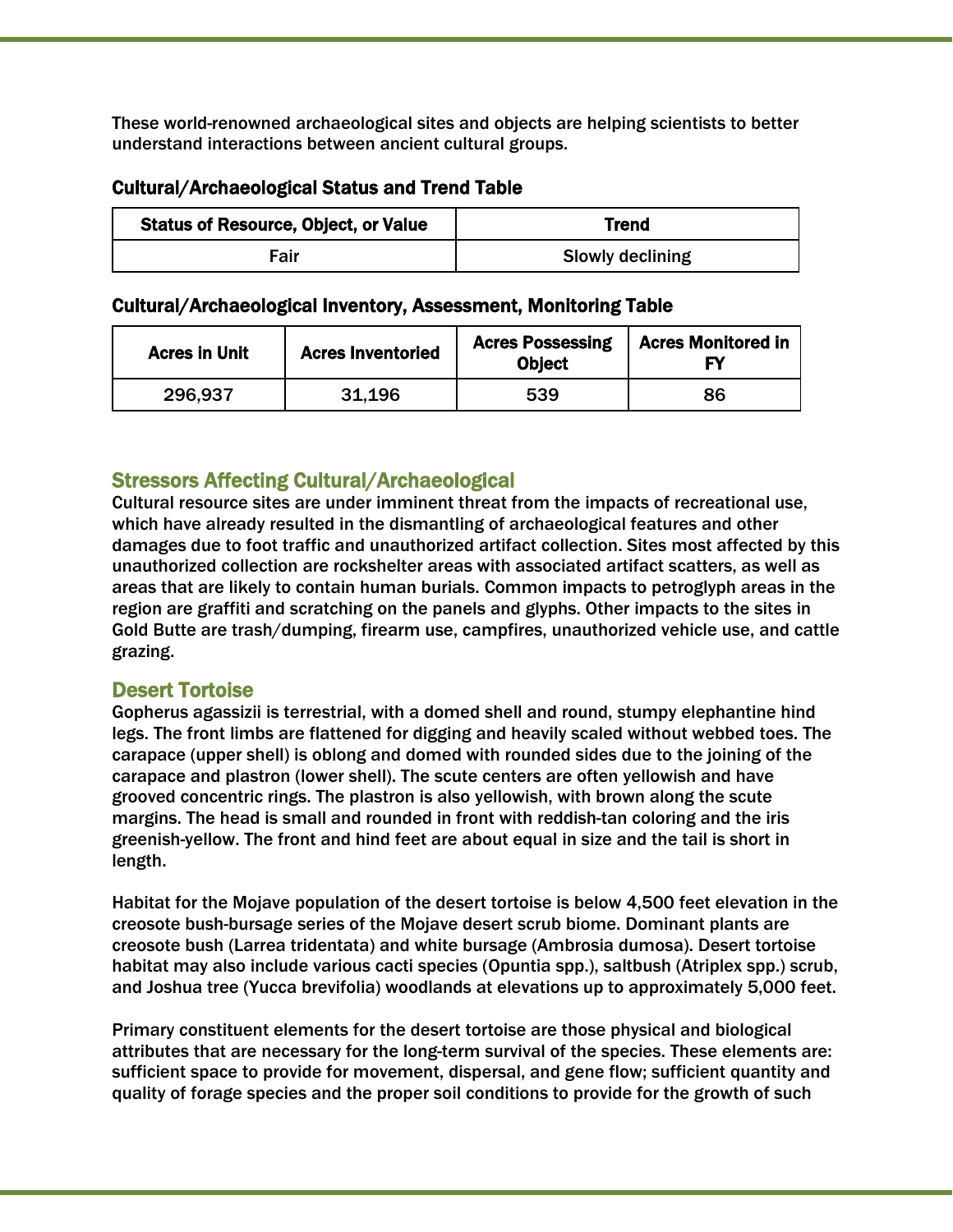These world-renowned archaeological sites and objects are helping scientists to better understand interactions between ancient cultural groups.

### Cultural/Archaeological Status and Trend Table

| Status of Resource, Object, or Value | Trend |
| --- | --- |
| Fair | Slowly declining |

### Cultural/Archaeological Inventory, Assessment, Monitoring Table

| Acres in Unit | Acres Inventoried | Acres Possessing Object | Acres Monitored in FY |
| --- | --- | --- | --- |
| 296,937 | 31,196 | 539 | 86 |

## Stressors Affecting Cultural/Archaeological

Cultural resource sites are under imminent threat from the impacts of recreational use, which have already resulted in the dismantling of archaeological features and other damages due to foot traffic and unauthorized artifact collection. Sites most affected by this unauthorized collection are rockshelter areas with associated artifact scatters, as well as areas that are likely to contain human burials. Common impacts to petroglyph areas in the region are graffiti and scratching on the panels and glyphs. Other impacts to the sites in Gold Butte are trash/dumping, firearm use, campfires, unauthorized vehicle use, and cattle grazing.

## Desert Tortoise

Gopherus agassizii is terrestrial, with a domed shell and round, stumpy elephantine hind legs. The front limbs are flattened for digging and heavily scaled without webbed toes. The carapace (upper shell) is oblong and domed with rounded sides due to the joining of the carapace and plastron (lower shell). The scute centers are often yellowish and have grooved concentric rings. The plastron is also yellowish, with brown along the scute margins. The head is small and rounded in front with reddish-tan coloring and the iris greenish-yellow. The front and hind feet are about equal in size and the tail is short in length.

Habitat for the Mojave population of the desert tortoise is below 4,500 feet elevation in the creosote bush-bursage series of the Mojave desert scrub biome. Dominant plants are creosote bush (Larrea tridentata) and white bursage (Ambrosia dumosa). Desert tortoise habitat may also include various cacti species (Opuntia spp.), saltbush (Atriplex spp.) scrub, and Joshua tree (Yucca brevifolia) woodlands at elevations up to approximately 5,000 feet.

Primary constituent elements for the desert tortoise are those physical and biological attributes that are necessary for the long-term survival of the species. These elements are: sufficient space to provide for movement, dispersal, and gene flow; sufficient quantity and quality of forage species and the proper soil conditions to provide for the growth of such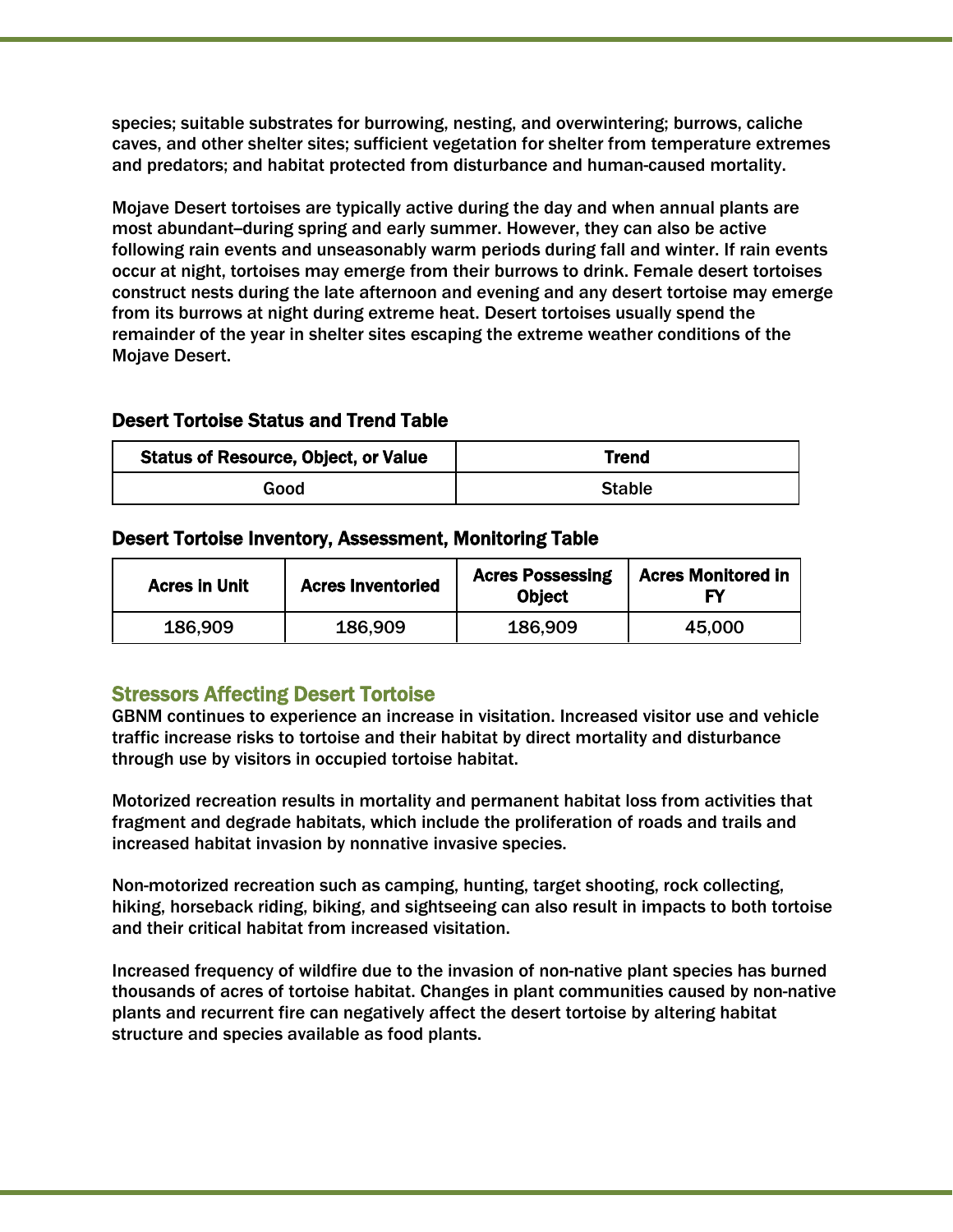species; suitable substrates for burrowing, nesting, and overwintering; burrows, caliche caves, and other shelter sites; sufficient vegetation for shelter from temperature extremes and predators; and habitat protected from disturbance and human-caused mortality.

Mojave Desert tortoises are typically active during the day and when annual plants are most abundant–during spring and early summer. However, they can also be active following rain events and unseasonably warm periods during fall and winter. If rain events occur at night, tortoises may emerge from their burrows to drink. Female desert tortoises construct nests during the late afternoon and evening and any desert tortoise may emerge from its burrows at night during extreme heat. Desert tortoises usually spend the remainder of the year in shelter sites escaping the extreme weather conditions of the Mojave Desert.

### Desert Tortoise Status and Trend Table

| Status of Resource, Object, or Value | Trend |
|---|---|
| Good | Stable |

### Desert Tortoise Inventory, Assessment, Monitoring Table

| Acres in Unit | Acres Inventoried | Acres Possessing Object | Acres Monitored in FY |
|---|---|---|---|
| 186,909 | 186,909 | 186,909 | 45,000 |

## Stressors Affecting Desert Tortoise

GBNM continues to experience an increase in visitation. Increased visitor use and vehicle traffic increase risks to tortoise and their habitat by direct mortality and disturbance through use by visitors in occupied tortoise habitat.

Motorized recreation results in mortality and permanent habitat loss from activities that fragment and degrade habitats, which include the proliferation of roads and trails and increased habitat invasion by nonnative invasive species.

Non-motorized recreation such as camping, hunting, target shooting, rock collecting, hiking, horseback riding, biking, and sightseeing can also result in impacts to both tortoise and their critical habitat from increased visitation.

Increased frequency of wildfire due to the invasion of non-native plant species has burned thousands of acres of tortoise habitat. Changes in plant communities caused by non-native plants and recurrent fire can negatively affect the desert tortoise by altering habitat structure and species available as food plants.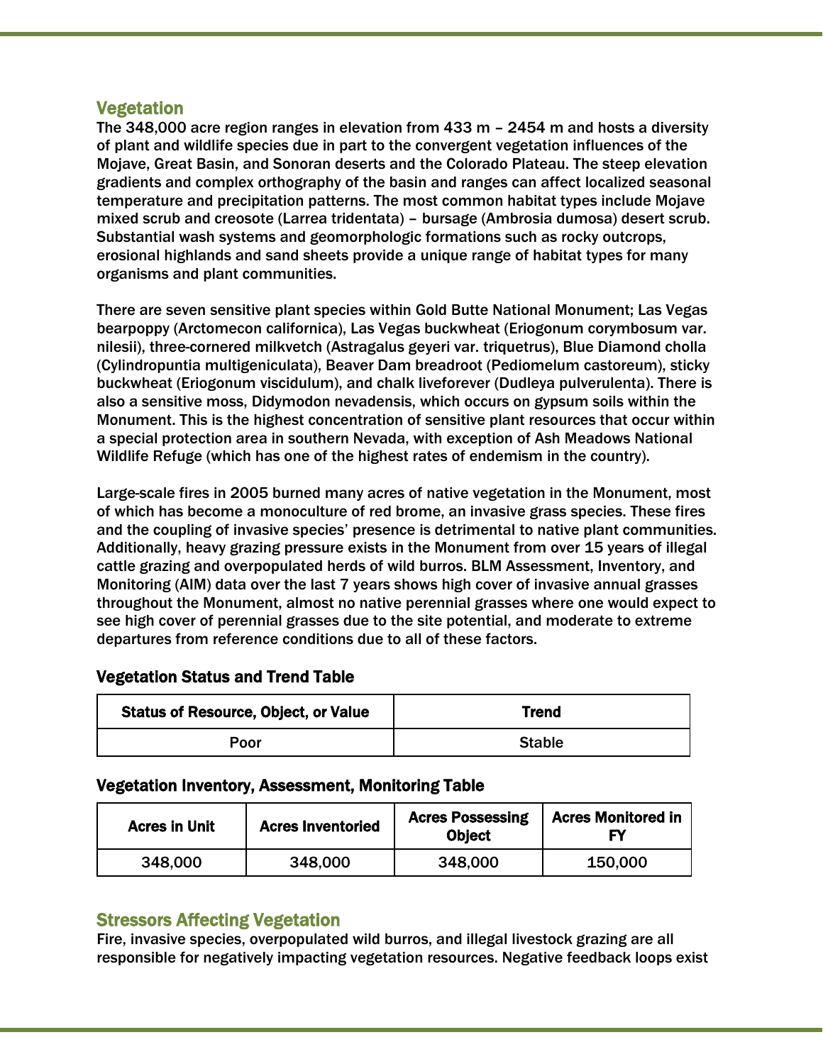## Vegetation

The 348,000 acre region ranges in elevation from 433 m – 2454 m and hosts a diversity of plant and wildlife species due in part to the convergent vegetation influences of the Mojave, Great Basin, and Sonoran deserts and the Colorado Plateau. The steep elevation gradients and complex orthography of the basin and ranges can affect localized seasonal temperature and precipitation patterns. The most common habitat types include Mojave mixed scrub and creosote (Larrea tridentata) – bursage (Ambrosia dumosa) desert scrub. Substantial wash systems and geomorphologic formations such as rocky outcrops, erosional highlands and sand sheets provide a unique range of habitat types for many organisms and plant communities.

There are seven sensitive plant species within Gold Butte National Monument; Las Vegas bearpoppy (Arctomecon californica), Las Vegas buckwheat (Eriogonum corymbosum var. nilesii), three-cornered milkvetch (Astragalus geyeri var. triquetrus), Blue Diamond cholla (Cylindropuntia multigeniculata), Beaver Dam breadroot (Pediomelum castoreum), sticky buckwheat (Eriogonum viscidulum), and chalk liveforever (Dudleya pulverulenta). There is also a sensitive moss, Didymodon nevadensis, which occurs on gypsum soils within the Monument. This is the highest concentration of sensitive plant resources that occur within a special protection area in southern Nevada, with exception of Ash Meadows National Wildlife Refuge (which has one of the highest rates of endemism in the country).

Large-scale fires in 2005 burned many acres of native vegetation in the Monument, most of which has become a monoculture of red brome, an invasive grass species. These fires and the coupling of invasive species' presence is detrimental to native plant communities. Additionally, heavy grazing pressure exists in the Monument from over 15 years of illegal cattle grazing and overpopulated herds of wild burros. BLM Assessment, Inventory, and Monitoring (AIM) data over the last 7 years shows high cover of invasive annual grasses throughout the Monument, almost no native perennial grasses where one would expect to see high cover of perennial grasses due to the site potential, and moderate to extreme departures from reference conditions due to all of these factors.

### Vegetation Status and Trend Table

| Status of Resource, Object, or Value | Trend |
|---|---|
| Poor | Stable |

### Vegetation Inventory, Assessment, Monitoring Table

| Acres in Unit | Acres Inventoried | Acres Possessing Object | Acres Monitored in FY |
|---|---|---|---|
| 348,000 | 348,000 | 348,000 | 150,000 |

## Stressors Affecting Vegetation

Fire, invasive species, overpopulated wild burros, and illegal livestock grazing are all responsible for negatively impacting vegetation resources. Negative feedback loops exist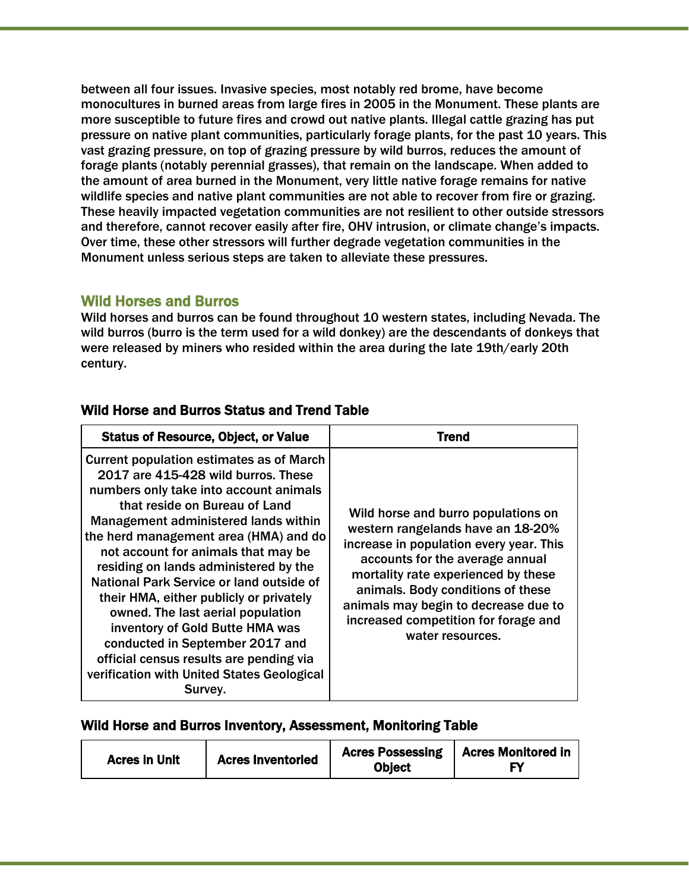between all four issues. Invasive species, most notably red brome, have become monocultures in burned areas from large fires in 2005 in the Monument. These plants are more susceptible to future fires and crowd out native plants. Illegal cattle grazing has put pressure on native plant communities, particularly forage plants, for the past 10 years. This vast grazing pressure, on top of grazing pressure by wild burros, reduces the amount of forage plants (notably perennial grasses), that remain on the landscape. When added to the amount of area burned in the Monument, very little native forage remains for native wildlife species and native plant communities are not able to recover from fire or grazing. These heavily impacted vegetation communities are not resilient to other outside stressors and therefore, cannot recover easily after fire, OHV intrusion, or climate change's impacts. Over time, these other stressors will further degrade vegetation communities in the Monument unless serious steps are taken to alleviate these pressures.

## Wild Horses and Burros

Wild horses and burros can be found throughout 10 western states, including Nevada. The wild burros (burro is the term used for a wild donkey) are the descendants of donkeys that were released by miners who resided within the area during the late 19th/early 20th century.

### Wild Horse and Burros Status and Trend Table

| Status of Resource, Object, or Value | Trend |
| --- | --- |
| Current population estimates as of March 2017 are 415-428 wild burros. These numbers only take into account animals that reside on Bureau of Land Management administered lands within the herd management area (HMA) and do not account for animals that may be residing on lands administered by the National Park Service or land outside of their HMA, either publicly or privately owned. The last aerial population inventory of Gold Butte HMA was conducted in September 2017 and official census results are pending via verification with United States Geological Survey. | Wild horse and burro populations on western rangelands have an 18-20% increase in population every year. This accounts for the average annual mortality rate experienced by these animals. Body conditions of these animals may begin to decrease due to increased competition for forage and water resources. |

### Wild Horse and Burros Inventory, Assessment, Monitoring Table

| Acres in Unit | Acres Inventoried | Acres Possessing Object | Acres Monitored in FY |
| --- | --- | --- | --- |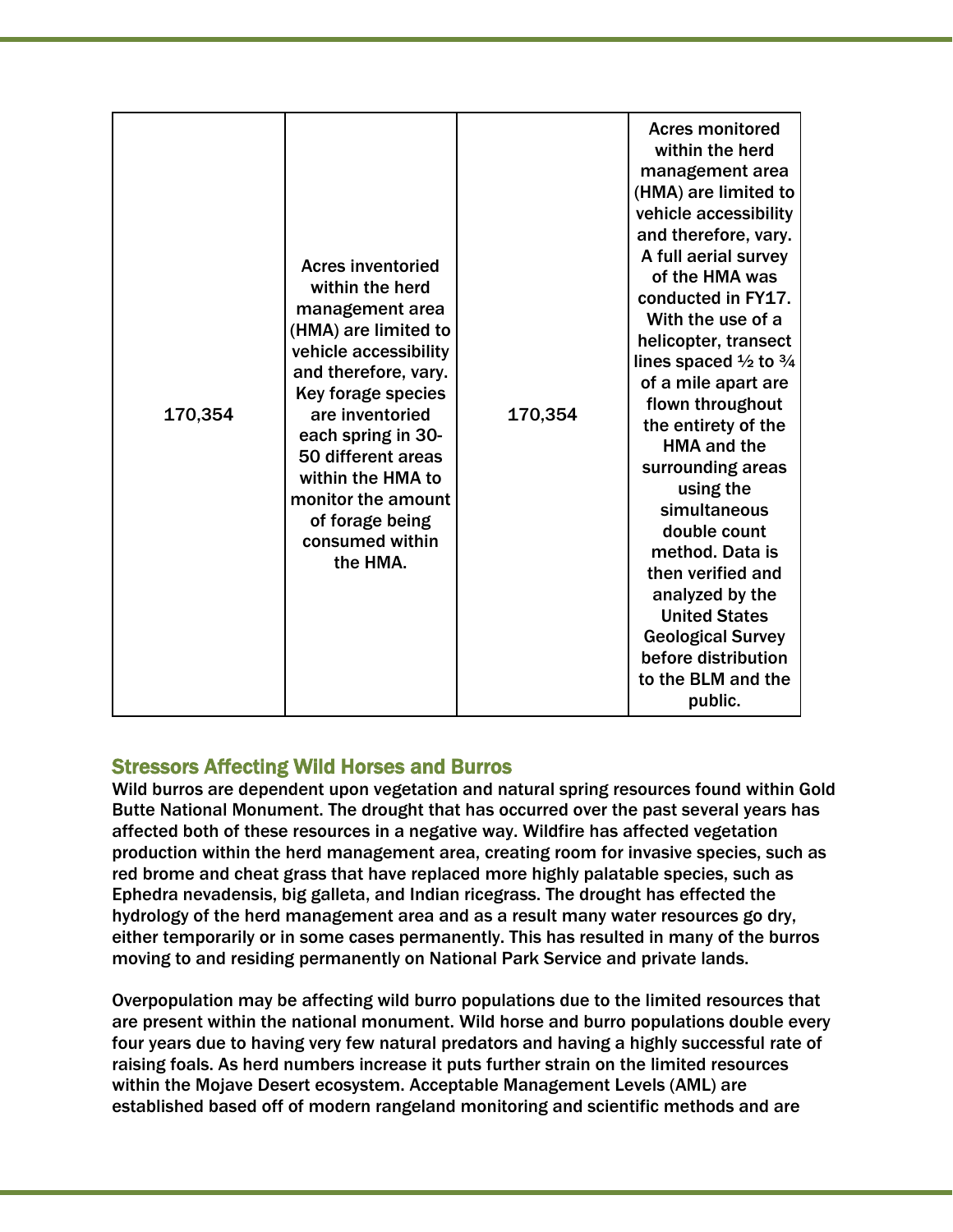| | | | |
|---|---|---|---|
| 170,354 | Acres inventoried within the herd management area (HMA) are limited to vehicle accessibility and therefore, vary. Key forage species are inventoried each spring in 30-50 different areas within the HMA to monitor the amount of forage being consumed within the HMA. | 170,354 | Acres monitored within the herd management area (HMA) are limited to vehicle accessibility and therefore, vary. A full aerial survey of the HMA was conducted in FY17. With the use of a helicopter, transect lines spaced ½ to ¾ of a mile apart are flown throughout the entirety of the HMA and the surrounding areas using the simultaneous double count method. Data is then verified and analyzed by the United States Geological Survey before distribution to the BLM and the public. |

## Stressors Affecting Wild Horses and Burros

Wild burros are dependent upon vegetation and natural spring resources found within Gold Butte National Monument. The drought that has occurred over the past several years has affected both of these resources in a negative way. Wildfire has affected vegetation production within the herd management area, creating room for invasive species, such as red brome and cheat grass that have replaced more highly palatable species, such as Ephedra nevadensis, big galleta, and Indian ricegrass. The drought has effected the hydrology of the herd management area and as a result many water resources go dry, either temporarily or in some cases permanently. This has resulted in many of the burros moving to and residing permanently on National Park Service and private lands.

Overpopulation may be affecting wild burro populations due to the limited resources that are present within the national monument. Wild horse and burro populations double every four years due to having very few natural predators and having a highly successful rate of raising foals. As herd numbers increase it puts further strain on the limited resources within the Mojave Desert ecosystem. Acceptable Management Levels (AML) are established based off of modern rangeland monitoring and scientific methods and are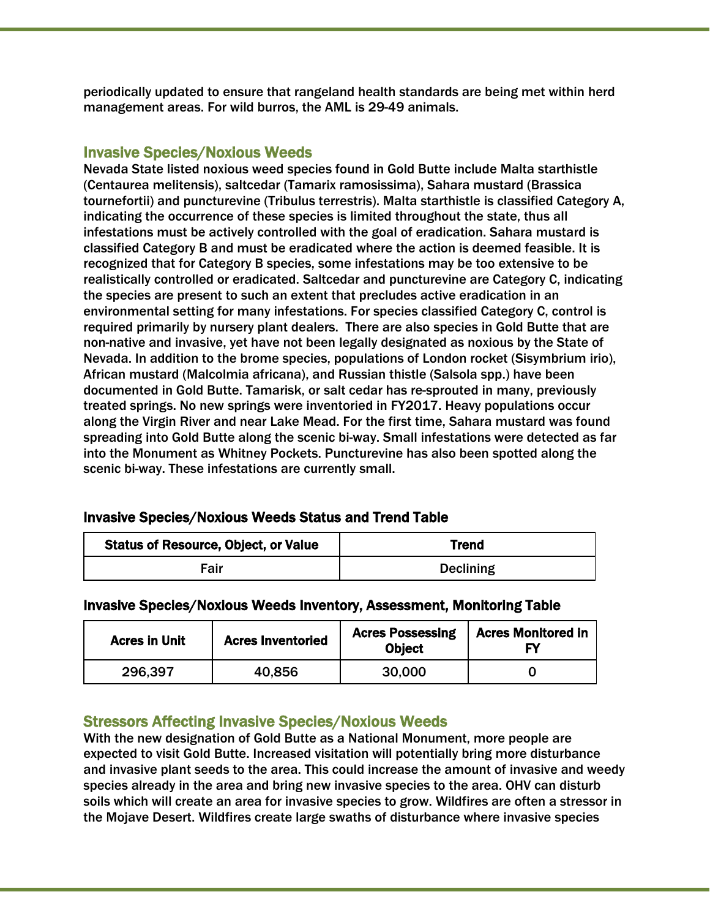periodically updated to ensure that rangeland health standards are being met within herd management areas. For wild burros, the AML is 29-49 animals.

## Invasive Species/Noxious Weeds

Nevada State listed noxious weed species found in Gold Butte include Malta starthistle (Centaurea melitensis), saltcedar (Tamarix ramosissima), Sahara mustard (Brassica tournefortii) and puncturevine (Tribulus terrestris). Malta starthistle is classified Category A, indicating the occurrence of these species is limited throughout the state, thus all infestations must be actively controlled with the goal of eradication. Sahara mustard is classified Category B and must be eradicated where the action is deemed feasible. It is recognized that for Category B species, some infestations may be too extensive to be realistically controlled or eradicated. Saltcedar and puncturevine are Category C, indicating the species are present to such an extent that precludes active eradication in an environmental setting for many infestations. For species classified Category C, control is required primarily by nursery plant dealers. There are also species in Gold Butte that are non-native and invasive, yet have not been legally designated as noxious by the State of Nevada. In addition to the brome species, populations of London rocket (Sisymbrium irio), African mustard (Malcolmia africana), and Russian thistle (Salsola spp.) have been documented in Gold Butte. Tamarisk, or salt cedar has re-sprouted in many, previously treated springs. No new springs were inventoried in FY2017. Heavy populations occur along the Virgin River and near Lake Mead. For the first time, Sahara mustard was found spreading into Gold Butte along the scenic bi-way. Small infestations were detected as far into the Monument as Whitney Pockets. Puncturevine has also been spotted along the scenic bi-way. These infestations are currently small.

### Invasive Species/Noxious Weeds Status and Trend Table

| Status of Resource, Object, or Value | Trend |
|---|---|
| Fair | Declining |

### Invasive Species/Noxious Weeds Inventory, Assessment, Monitoring Table

| Acres in Unit | Acres Inventoried | Acres Possessing Object | Acres Monitored in FY |
|---|---|---|---|
| 296,397 | 40,856 | 30,000 | 0 |

## Stressors Affecting Invasive Species/Noxious Weeds

With the new designation of Gold Butte as a National Monument, more people are expected to visit Gold Butte. Increased visitation will potentially bring more disturbance and invasive plant seeds to the area. This could increase the amount of invasive and weedy species already in the area and bring new invasive species to the area. OHV can disturb soils which will create an area for invasive species to grow. Wildfires are often a stressor in the Mojave Desert. Wildfires create large swaths of disturbance where invasive species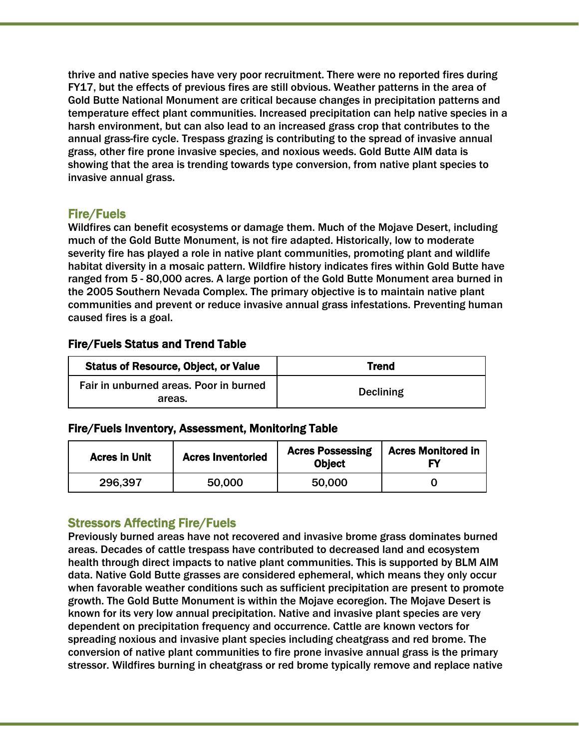thrive and native species have very poor recruitment. There were no reported fires during FY17, but the effects of previous fires are still obvious. Weather patterns in the area of Gold Butte National Monument are critical because changes in precipitation patterns and temperature effect plant communities. Increased precipitation can help native species in a harsh environment, but can also lead to an increased grass crop that contributes to the annual grass-fire cycle. Trespass grazing is contributing to the spread of invasive annual grass, other fire prone invasive species, and noxious weeds. Gold Butte AIM data is showing that the area is trending towards type conversion, from native plant species to invasive annual grass.

## Fire/Fuels

Wildfires can benefit ecosystems or damage them. Much of the Mojave Desert, including much of the Gold Butte Monument, is not fire adapted. Historically, low to moderate severity fire has played a role in native plant communities, promoting plant and wildlife habitat diversity in a mosaic pattern. Wildfire history indicates fires within Gold Butte have ranged from 5 - 80,000 acres. A large portion of the Gold Butte Monument area burned in the 2005 Southern Nevada Complex. The primary objective is to maintain native plant communities and prevent or reduce invasive annual grass infestations. Preventing human caused fires is a goal.

### Fire/Fuels Status and Trend Table

| Status of Resource, Object, or Value | Trend |
| --- | --- |
| Fair in unburned areas. Poor in burned areas. | Declining |

### Fire/Fuels Inventory, Assessment, Monitoring Table

| Acres in Unit | Acres Inventoried | Acres Possessing Object | Acres Monitored in FY |
| --- | --- | --- | --- |
| 296,397 | 50,000 | 50,000 | 0 |

## Stressors Affecting Fire/Fuels

Previously burned areas have not recovered and invasive brome grass dominates burned areas. Decades of cattle trespass have contributed to decreased land and ecosystem health through direct impacts to native plant communities. This is supported by BLM AIM data. Native Gold Butte grasses are considered ephemeral, which means they only occur when favorable weather conditions such as sufficient precipitation are present to promote growth. The Gold Butte Monument is within the Mojave ecoregion. The Mojave Desert is known for its very low annual precipitation. Native and invasive plant species are very dependent on precipitation frequency and occurrence. Cattle are known vectors for spreading noxious and invasive plant species including cheatgrass and red brome. The conversion of native plant communities to fire prone invasive annual grass is the primary stressor. Wildfires burning in cheatgrass or red brome typically remove and replace native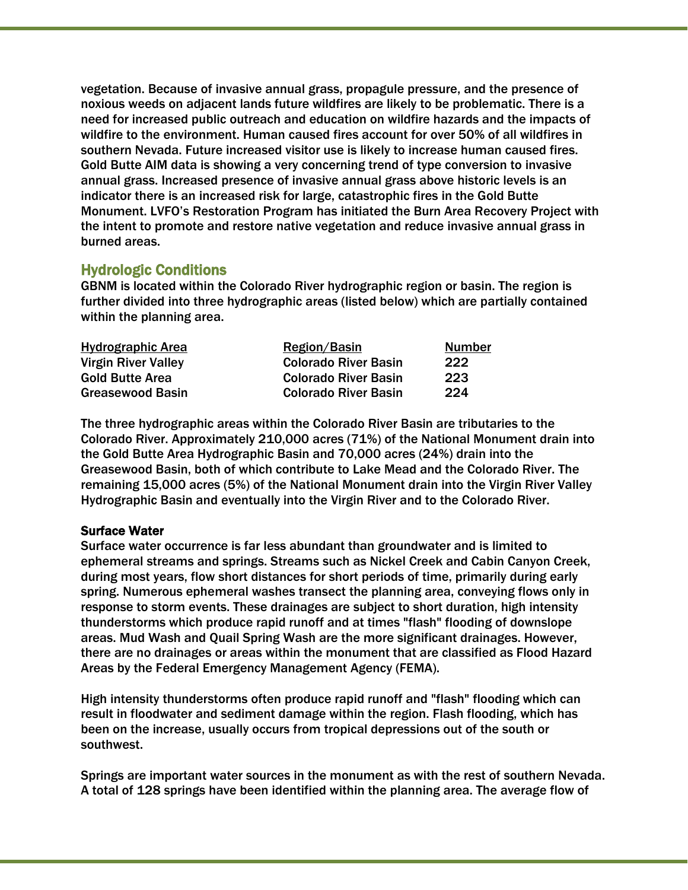vegetation. Because of invasive annual grass, propagule pressure, and the presence of noxious weeds on adjacent lands future wildfires are likely to be problematic. There is a need for increased public outreach and education on wildfire hazards and the impacts of wildfire to the environment. Human caused fires account for over 50% of all wildfires in southern Nevada. Future increased visitor use is likely to increase human caused fires. Gold Butte AIM data is showing a very concerning trend of type conversion to invasive annual grass. Increased presence of invasive annual grass above historic levels is an indicator there is an increased risk for large, catastrophic fires in the Gold Butte Monument. LVFO's Restoration Program has initiated the Burn Area Recovery Project with the intent to promote and restore native vegetation and reduce invasive annual grass in burned areas.

## Hydrologic Conditions

GBNM is located within the Colorado River hydrographic region or basin. The region is further divided into three hydrographic areas (listed below) which are partially contained within the planning area.

| Hydrographic Area | Region/Basin | Number |
|---|---|---|
| Virgin River Valley | Colorado River Basin | 222 |
| Gold Butte Area | Colorado River Basin | 223 |
| Greasewood Basin | Colorado River Basin | 224 |

The three hydrographic areas within the Colorado River Basin are tributaries to the Colorado River. Approximately 210,000 acres (71%) of the National Monument drain into the Gold Butte Area Hydrographic Basin and 70,000 acres (24%) drain into the Greasewood Basin, both of which contribute to Lake Mead and the Colorado River. The remaining 15,000 acres (5%) of the National Monument drain into the Virgin River Valley Hydrographic Basin and eventually into the Virgin River and to the Colorado River.

### Surface Water

Surface water occurrence is far less abundant than groundwater and is limited to ephemeral streams and springs. Streams such as Nickel Creek and Cabin Canyon Creek, during most years, flow short distances for short periods of time, primarily during early spring. Numerous ephemeral washes transect the planning area, conveying flows only in response to storm events. These drainages are subject to short duration, high intensity thunderstorms which produce rapid runoff and at times "flash" flooding of downslope areas. Mud Wash and Quail Spring Wash are the more significant drainages. However, there are no drainages or areas within the monument that are classified as Flood Hazard Areas by the Federal Emergency Management Agency (FEMA).

High intensity thunderstorms often produce rapid runoff and "flash" flooding which can result in floodwater and sediment damage within the region. Flash flooding, which has been on the increase, usually occurs from tropical depressions out of the south or southwest.

Springs are important water sources in the monument as with the rest of southern Nevada. A total of 128 springs have been identified within the planning area. The average flow of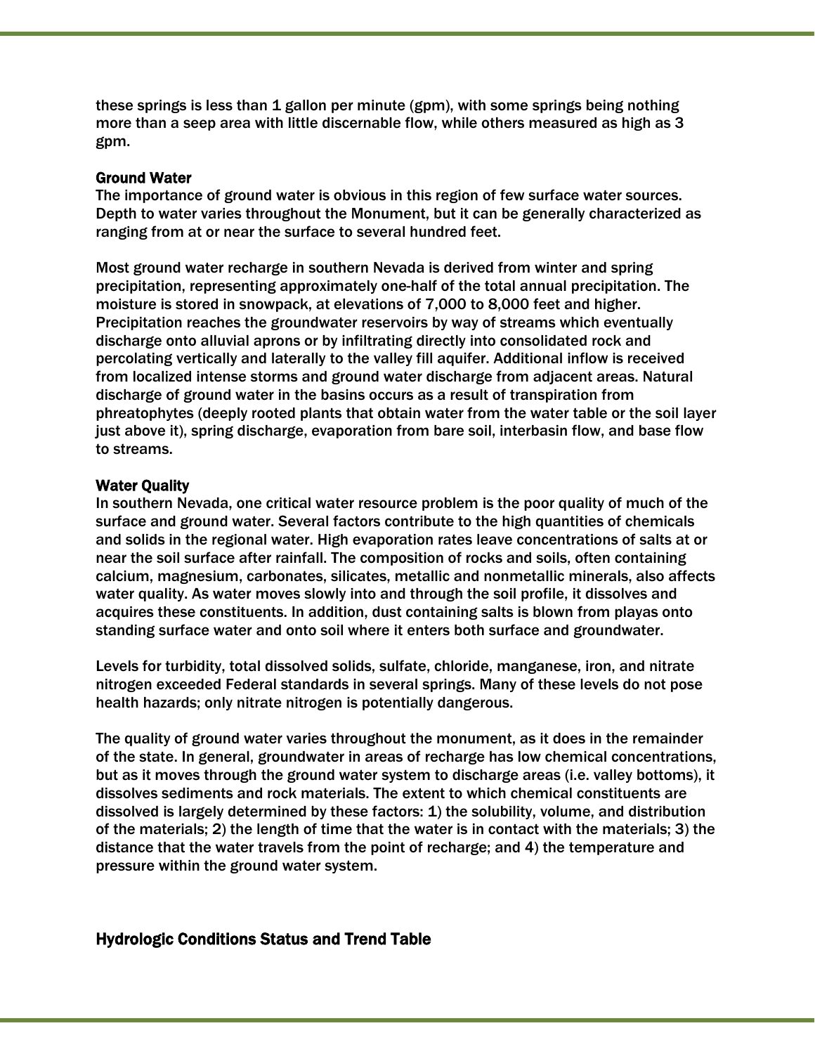these springs is less than 1 gallon per minute (gpm), with some springs being nothing more than a seep area with little discernable flow, while others measured as high as 3 gpm.

### Ground Water

The importance of ground water is obvious in this region of few surface water sources. Depth to water varies throughout the Monument, but it can be generally characterized as ranging from at or near the surface to several hundred feet.

Most ground water recharge in southern Nevada is derived from winter and spring precipitation, representing approximately one-half of the total annual precipitation. The moisture is stored in snowpack, at elevations of 7,000 to 8,000 feet and higher. Precipitation reaches the groundwater reservoirs by way of streams which eventually discharge onto alluvial aprons or by infiltrating directly into consolidated rock and percolating vertically and laterally to the valley fill aquifer. Additional inflow is received from localized intense storms and ground water discharge from adjacent areas. Natural discharge of ground water in the basins occurs as a result of transpiration from phreatophytes (deeply rooted plants that obtain water from the water table or the soil layer just above it), spring discharge, evaporation from bare soil, interbasin flow, and base flow to streams.

### Water Quality

In southern Nevada, one critical water resource problem is the poor quality of much of the surface and ground water. Several factors contribute to the high quantities of chemicals and solids in the regional water. High evaporation rates leave concentrations of salts at or near the soil surface after rainfall. The composition of rocks and soils, often containing calcium, magnesium, carbonates, silicates, metallic and nonmetallic minerals, also affects water quality. As water moves slowly into and through the soil profile, it dissolves and acquires these constituents. In addition, dust containing salts is blown from playas onto standing surface water and onto soil where it enters both surface and groundwater.

Levels for turbidity, total dissolved solids, sulfate, chloride, manganese, iron, and nitrate nitrogen exceeded Federal standards in several springs. Many of these levels do not pose health hazards; only nitrate nitrogen is potentially dangerous.

The quality of ground water varies throughout the monument, as it does in the remainder of the state. In general, groundwater in areas of recharge has low chemical concentrations, but as it moves through the ground water system to discharge areas (i.e. valley bottoms), it dissolves sediments and rock materials. The extent to which chemical constituents are dissolved is largely determined by these factors: 1) the solubility, volume, and distribution of the materials; 2) the length of time that the water is in contact with the materials; 3) the distance that the water travels from the point of recharge; and 4) the temperature and pressure within the ground water system.

## Hydrologic Conditions Status and Trend Table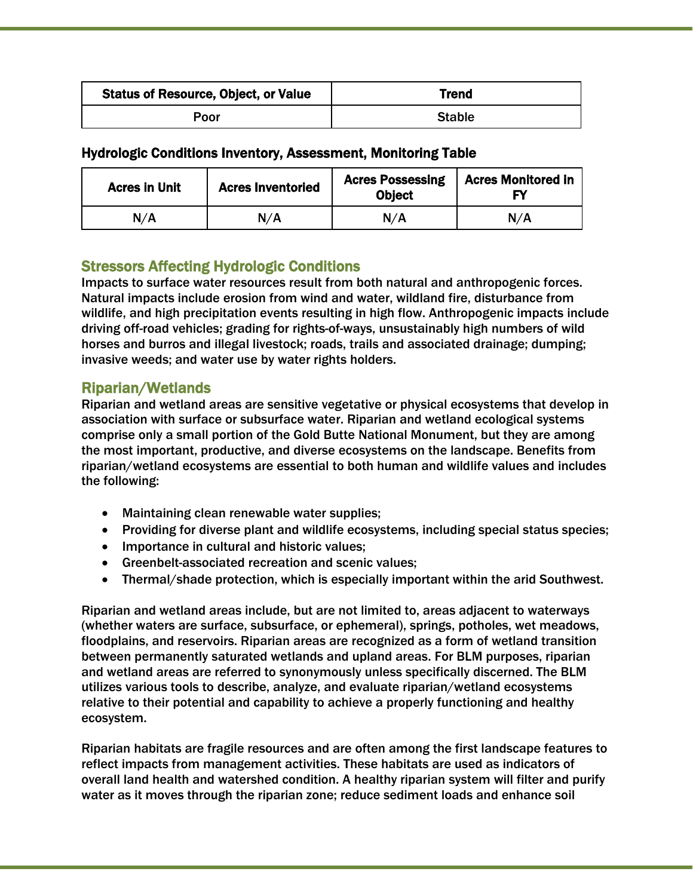| Status of Resource, Object, or Value | Trend |
| --- | --- |
| Poor | Stable |

**Hydrologic Conditions Inventory, Assessment, Monitoring Table**

| Acres in Unit | Acres Inventoried | Acres Possessing Object | Acres Monitored in FY |
| --- | --- | --- | --- |
| N/A | N/A | N/A | N/A |

## Stressors Affecting Hydrologic Conditions

Impacts to surface water resources result from both natural and anthropogenic forces. Natural impacts include erosion from wind and water, wildland fire, disturbance from wildlife, and high precipitation events resulting in high flow. Anthropogenic impacts include driving off-road vehicles; grading for rights-of-ways, unsustainably high numbers of wild horses and burros and illegal livestock; roads, trails and associated drainage; dumping; invasive weeds; and water use by water rights holders.

## Riparian/Wetlands

Riparian and wetland areas are sensitive vegetative or physical ecosystems that develop in association with surface or subsurface water. Riparian and wetland ecological systems comprise only a small portion of the Gold Butte National Monument, but they are among the most important, productive, and diverse ecosystems on the landscape. Benefits from riparian/wetland ecosystems are essential to both human and wildlife values and includes the following:

- Maintaining clean renewable water supplies;
- Providing for diverse plant and wildlife ecosystems, including special status species;
- Importance in cultural and historic values;
- Greenbelt-associated recreation and scenic values;
- Thermal/shade protection, which is especially important within the arid Southwest.

Riparian and wetland areas include, but are not limited to, areas adjacent to waterways (whether waters are surface, subsurface, or ephemeral), springs, potholes, wet meadows, floodplains, and reservoirs. Riparian areas are recognized as a form of wetland transition between permanently saturated wetlands and upland areas. For BLM purposes, riparian and wetland areas are referred to synonymously unless specifically discerned. The BLM utilizes various tools to describe, analyze, and evaluate riparian/wetland ecosystems relative to their potential and capability to achieve a properly functioning and healthy ecosystem.

Riparian habitats are fragile resources and are often among the first landscape features to reflect impacts from management activities. These habitats are used as indicators of overall land health and watershed condition. A healthy riparian system will filter and purify water as it moves through the riparian zone; reduce sediment loads and enhance soil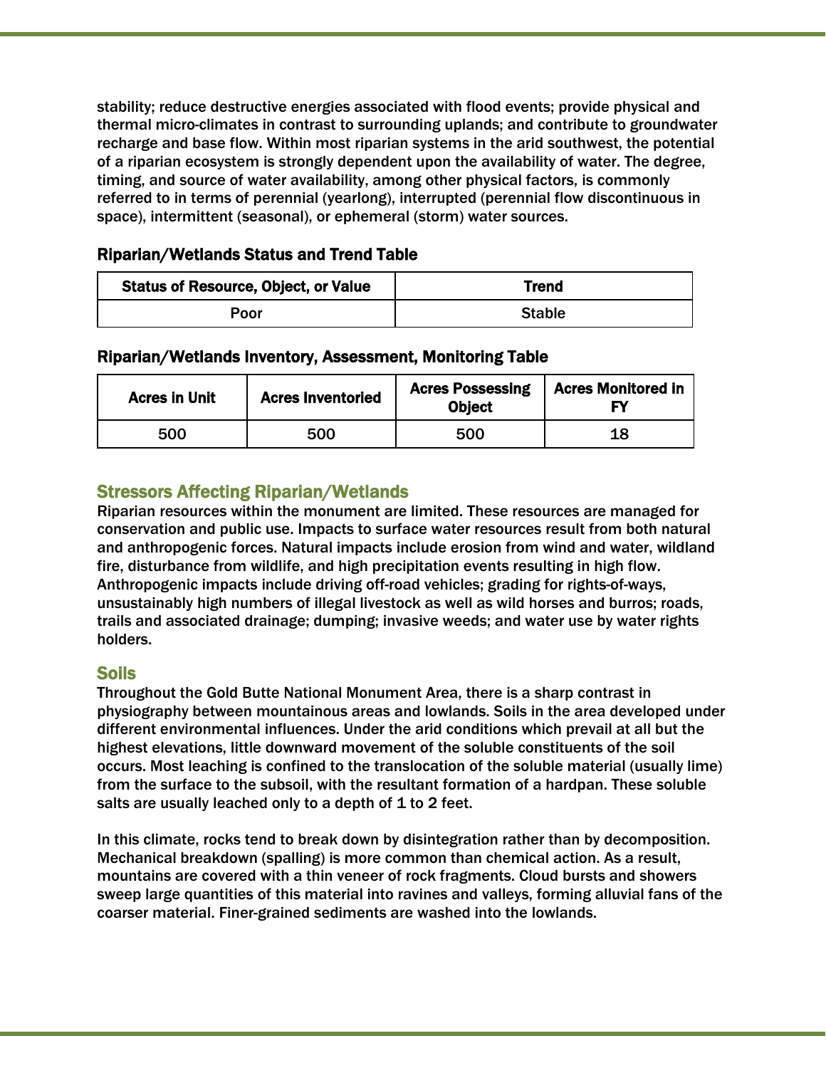stability; reduce destructive energies associated with flood events; provide physical and thermal micro-climates in contrast to surrounding uplands; and contribute to groundwater recharge and base flow. Within most riparian systems in the arid southwest, the potential of a riparian ecosystem is strongly dependent upon the availability of water. The degree, timing, and source of water availability, among other physical factors, is commonly referred to in terms of perennial (yearlong), interrupted (perennial flow discontinuous in space), intermittent (seasonal), or ephemeral (storm) water sources.

### Riparian/Wetlands Status and Trend Table

| Status of Resource, Object, or Value | Trend |
|---|---|
| Poor | Stable |

### Riparian/Wetlands Inventory, Assessment, Monitoring Table

| Acres in Unit | Acres Inventoried | Acres Possessing Object | Acres Monitored in FY |
|---|---|---|---|
| 500 | 500 | 500 | 18 |

## Stressors Affecting Riparian/Wetlands

Riparian resources within the monument are limited. These resources are managed for conservation and public use. Impacts to surface water resources result from both natural and anthropogenic forces. Natural impacts include erosion from wind and water, wildland fire, disturbance from wildlife, and high precipitation events resulting in high flow. Anthropogenic impacts include driving off-road vehicles; grading for rights-of-ways, unsustainably high numbers of illegal livestock as well as wild horses and burros; roads, trails and associated drainage; dumping; invasive weeds; and water use by water rights holders.

## Soils

Throughout the Gold Butte National Monument Area, there is a sharp contrast in physiography between mountainous areas and lowlands. Soils in the area developed under different environmental influences. Under the arid conditions which prevail at all but the highest elevations, little downward movement of the soluble constituents of the soil occurs. Most leaching is confined to the translocation of the soluble material (usually lime) from the surface to the subsoil, with the resultant formation of a hardpan. These soluble salts are usually leached only to a depth of 1 to 2 feet.

In this climate, rocks tend to break down by disintegration rather than by decomposition. Mechanical breakdown (spalling) is more common than chemical action. As a result, mountains are covered with a thin veneer of rock fragments. Cloud bursts and showers sweep large quantities of this material into ravines and valleys, forming alluvial fans of the coarser material. Finer-grained sediments are washed into the lowlands.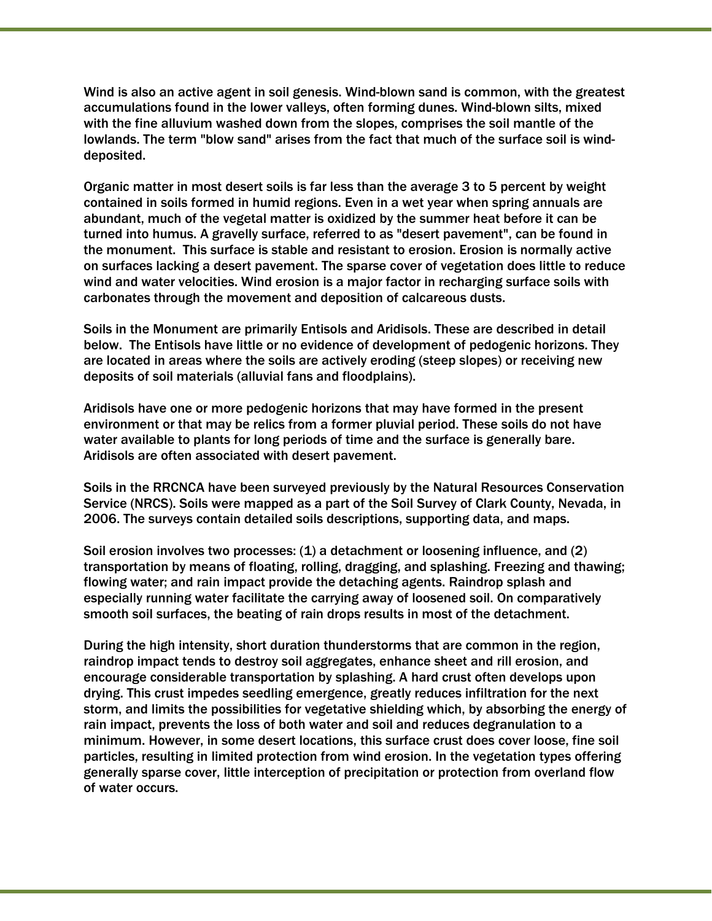Wind is also an active agent in soil genesis. Wind-blown sand is common, with the greatest accumulations found in the lower valleys, often forming dunes. Wind-blown silts, mixed with the fine alluvium washed down from the slopes, comprises the soil mantle of the lowlands. The term "blow sand" arises from the fact that much of the surface soil is wind-deposited.

Organic matter in most desert soils is far less than the average 3 to 5 percent by weight contained in soils formed in humid regions. Even in a wet year when spring annuals are abundant, much of the vegetal matter is oxidized by the summer heat before it can be turned into humus. A gravelly surface, referred to as "desert pavement", can be found in the monument. This surface is stable and resistant to erosion. Erosion is normally active on surfaces lacking a desert pavement. The sparse cover of vegetation does little to reduce wind and water velocities. Wind erosion is a major factor in recharging surface soils with carbonates through the movement and deposition of calcareous dusts.

Soils in the Monument are primarily Entisols and Aridisols. These are described in detail below. The Entisols have little or no evidence of development of pedogenic horizons. They are located in areas where the soils are actively eroding (steep slopes) or receiving new deposits of soil materials (alluvial fans and floodplains).

Aridisols have one or more pedogenic horizons that may have formed in the present environment or that may be relics from a former pluvial period. These soils do not have water available to plants for long periods of time and the surface is generally bare. Aridisols are often associated with desert pavement.

Soils in the RRCNCA have been surveyed previously by the Natural Resources Conservation Service (NRCS). Soils were mapped as a part of the Soil Survey of Clark County, Nevada, in 2006. The surveys contain detailed soils descriptions, supporting data, and maps.

Soil erosion involves two processes: (1) a detachment or loosening influence, and (2) transportation by means of floating, rolling, dragging, and splashing. Freezing and thawing; flowing water; and rain impact provide the detaching agents. Raindrop splash and especially running water facilitate the carrying away of loosened soil. On comparatively smooth soil surfaces, the beating of rain drops results in most of the detachment.

During the high intensity, short duration thunderstorms that are common in the region, raindrop impact tends to destroy soil aggregates, enhance sheet and rill erosion, and encourage considerable transportation by splashing. A hard crust often develops upon drying. This crust impedes seedling emergence, greatly reduces infiltration for the next storm, and limits the possibilities for vegetative shielding which, by absorbing the energy of rain impact, prevents the loss of both water and soil and reduces degranulation to a minimum. However, in some desert locations, this surface crust does cover loose, fine soil particles, resulting in limited protection from wind erosion. In the vegetation types offering generally sparse cover, little interception of precipitation or protection from overland flow of water occurs.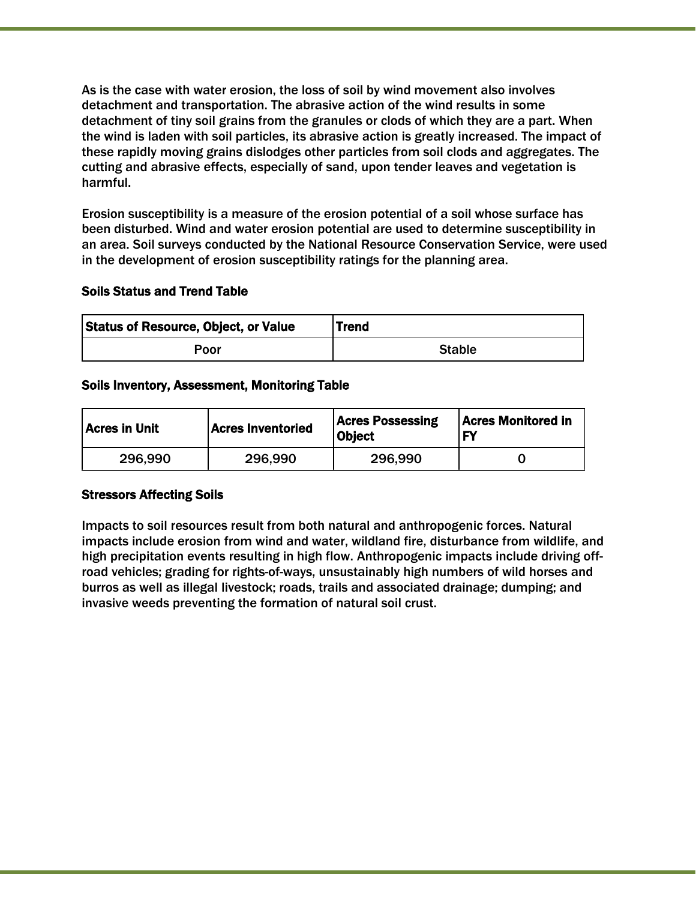As is the case with water erosion, the loss of soil by wind movement also involves detachment and transportation. The abrasive action of the wind results in some detachment of tiny soil grains from the granules or clods of which they are a part. When the wind is laden with soil particles, its abrasive action is greatly increased. The impact of these rapidly moving grains dislodges other particles from soil clods and aggregates. The cutting and abrasive effects, especially of sand, upon tender leaves and vegetation is harmful.

Erosion susceptibility is a measure of the erosion potential of a soil whose surface has been disturbed. Wind and water erosion potential are used to determine susceptibility in an area. Soil surveys conducted by the National Resource Conservation Service, were used in the development of erosion susceptibility ratings for the planning area.

### Soils Status and Trend Table

| Status of Resource, Object, or Value | Trend |
|---|---|
| Poor | Stable |

### Soils Inventory, Assessment, Monitoring Table

| Acres in Unit | Acres Inventoried | Acres Possessing Object | Acres Monitored in FY |
|---|---|---|---|
| 296,990 | 296,990 | 296,990 | 0 |

### Stressors Affecting Soils

Impacts to soil resources result from both natural and anthropogenic forces. Natural impacts include erosion from wind and water, wildland fire, disturbance from wildlife, and high precipitation events resulting in high flow. Anthropogenic impacts include driving off-road vehicles; grading for rights-of-ways, unsustainably high numbers of wild horses and burros as well as illegal livestock; roads, trails and associated drainage; dumping; and invasive weeds preventing the formation of natural soil crust.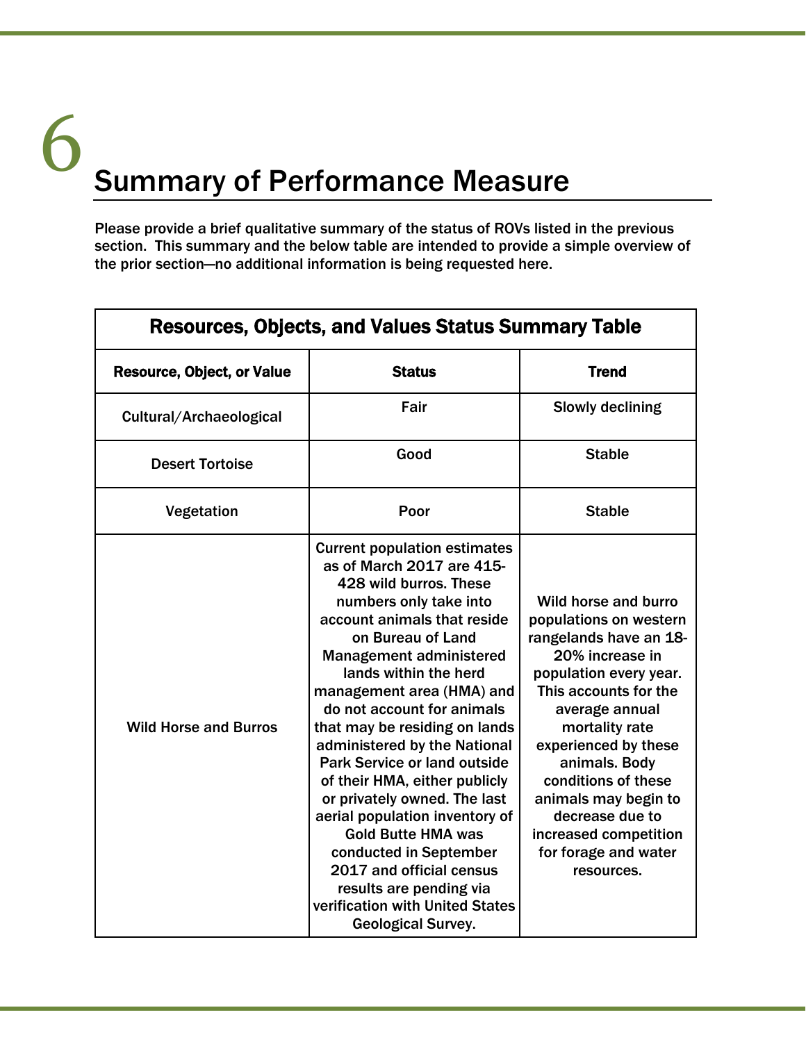# 6 Summary of Performance Measure

Please provide a brief qualitative summary of the status of ROVs listed in the previous section. This summary and the below table are intended to provide a simple overview of the prior section—no additional information is being requested here.

**Resources, Objects, and Values Status Summary Table**

| Resource, Object, or Value | Status | Trend |
|---|---|---|
| Cultural/Archaeological | Fair | Slowly declining |
| Desert Tortoise | Good | Stable |
| Vegetation | Poor | Stable |
| Wild Horse and Burros | Current population estimates as of March 2017 are 415-428 wild burros. These numbers only take into account animals that reside on Bureau of Land Management administered lands within the herd management area (HMA) and do not account for animals that may be residing on lands administered by the National Park Service or land outside of their HMA, either publicly or privately owned. The last aerial population inventory of Gold Butte HMA was conducted in September 2017 and official census results are pending via verification with United States Geological Survey. | Wild horse and burro populations on western rangelands have an 18-20% increase in population every year. This accounts for the average annual mortality rate experienced by these animals. Body conditions of these animals may begin to decrease due to increased competition for forage and water resources. |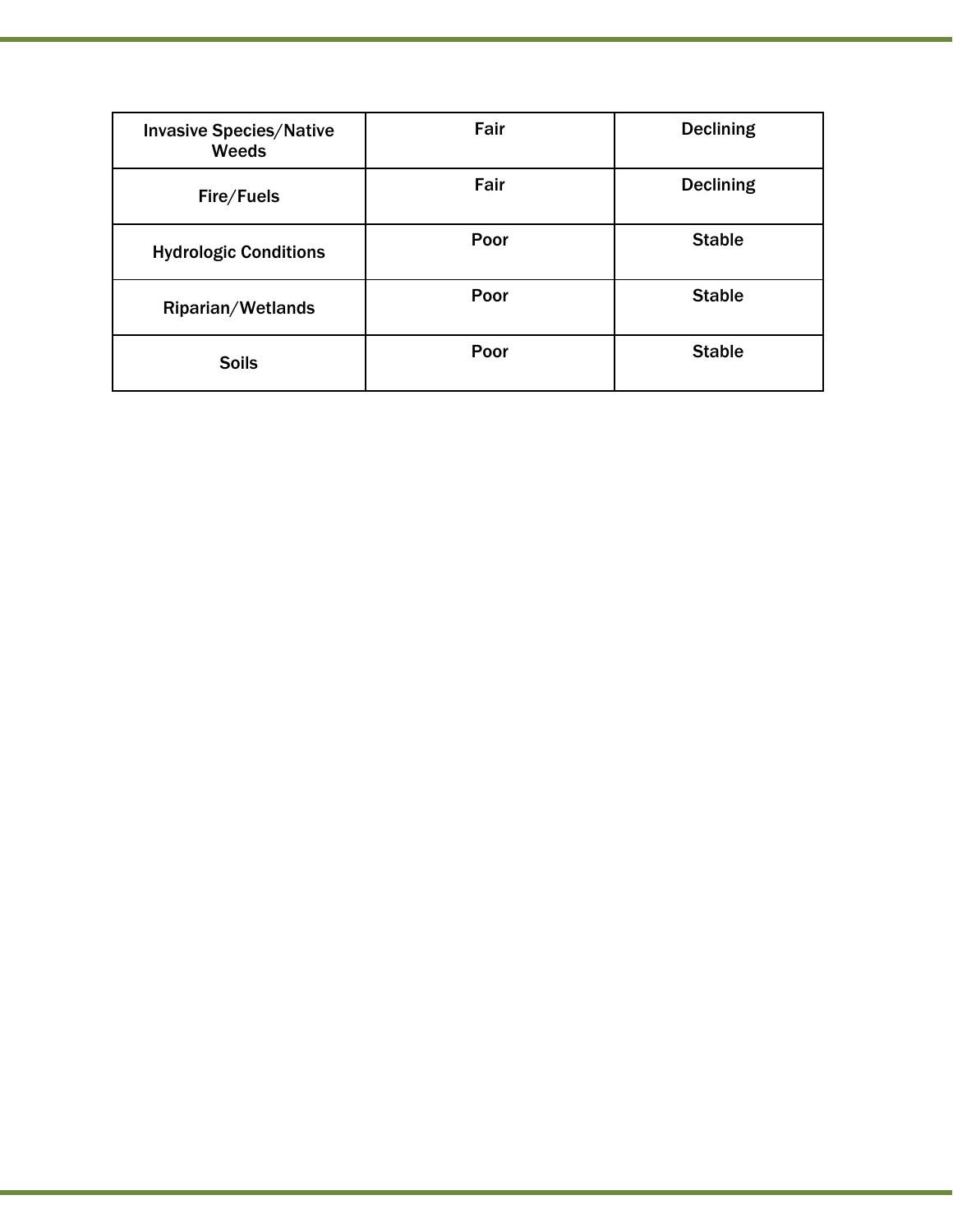| Invasive Species/Native Weeds | Fair | Declining |
|---|---|---|
| Fire/Fuels | Fair | Declining |
| Hydrologic Conditions | Poor | Stable |
| Riparian/Wetlands | Poor | Stable |
| Soils | Poor | Stable |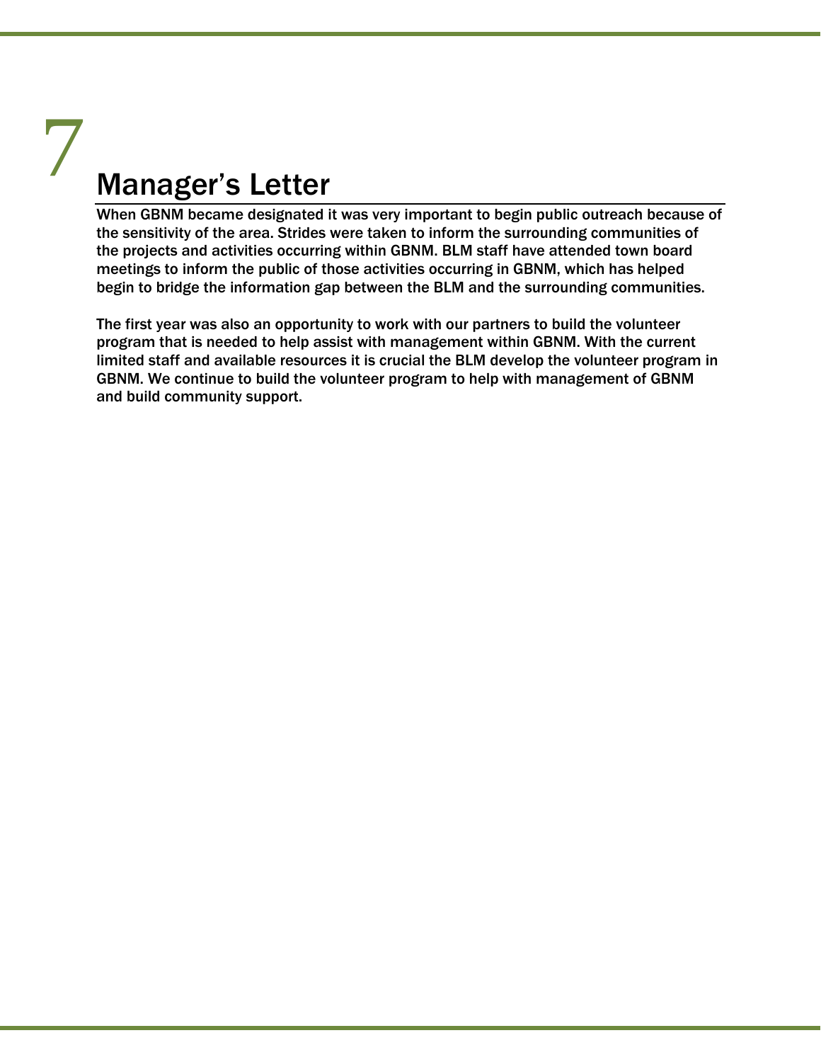# 7 Manager's Letter

When GBNM became designated it was very important to begin public outreach because of the sensitivity of the area. Strides were taken to inform the surrounding communities of the projects and activities occurring within GBNM. BLM staff have attended town board meetings to inform the public of those activities occurring in GBNM, which has helped begin to bridge the information gap between the BLM and the surrounding communities.

The first year was also an opportunity to work with our partners to build the volunteer program that is needed to help assist with management within GBNM. With the current limited staff and available resources it is crucial the BLM develop the volunteer program in GBNM. We continue to build the volunteer program to help with management of GBNM and build community support.